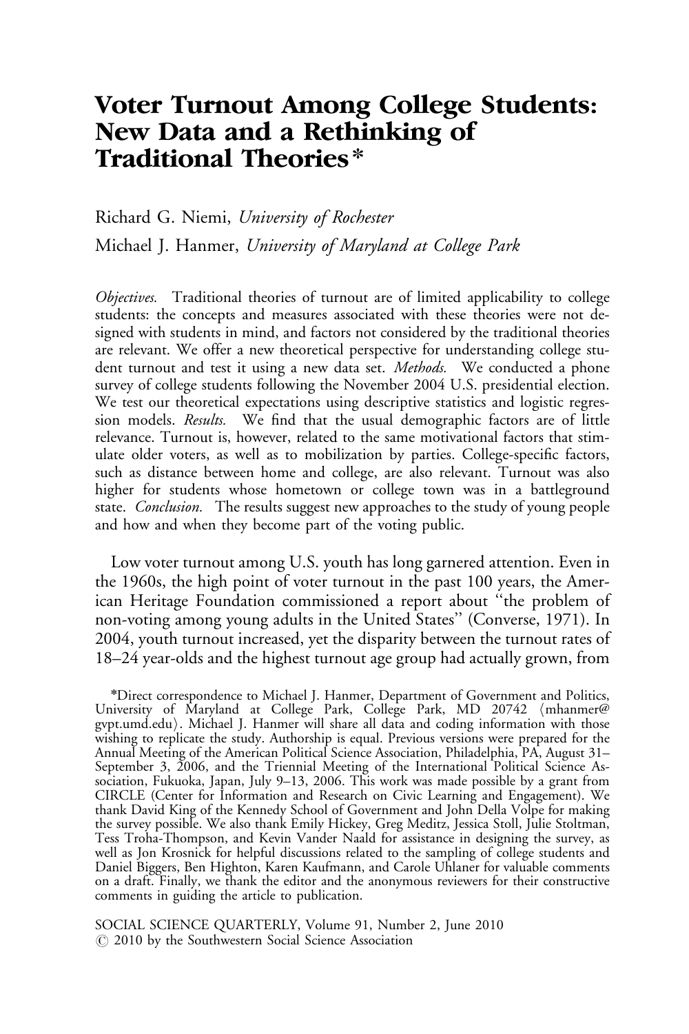# Voter Turnout Among College Students: New Data and a Rethinking of Traditional Theories*

Richard G. Niemi, *University of Rochester*

Michael J. Hanmer, *University of Maryland at College Park*

*Objectives.* Traditional theories of turnout are of limited applicability to college students: the concepts and measures associated with these theories were not designed with students in mind, and factors not considered by the traditional theories are relevant. We offer a new theoretical perspective for understanding college student turnout and test it using a new data set. *Methods.* We conducted a phone survey of college students following the November 2004 U.S. presidential election. We test our theoretical expectations using descriptive statistics and logistic regression models. *Results.* We find that the usual demographic factors are of little relevance. Turnout is, however, related to the same motivational factors that stimulate older voters, as well as to mobilization by parties. College-specific factors, such as distance between home and college, are also relevant. Turnout was also higher for students whose hometown or college town was in a battleground state. *Conclusion.* The results suggest new approaches to the study of young people and how and when they become part of the voting public.

Low voter turnout among U.S. youth has long garnered attention. Even in the 1960s, the high point of voter turnout in the past 100 years, the American Heritage Foundation commissioned a report about "the problem of non-voting among young adults in the United States" (Converse, 1971). In 2004, youth turnout increased, yet the disparity between the turnout rates of 18–24 year-olds and the highest turnout age group had actually grown, from

*Direct correspondence to Michael J. Hanmer, Department of Government and Politics, University of Maryland at College Park, College Park, MD 20742 ⟨mhanmer@gvpt.umd.edu⟩. Michael J. Hanmer will share all data and coding information with those wishing to replicate the study. Authorship is equal. Previous versions were prepared for the Annual Meeting of the American Political Science Association, Philadelphia, PA, August 31–September 3, 2006, and the Triennial Meeting of the International Political Science Association, Fukuoka, Japan, July 9–13, 2006. This work was made possible by a grant from CIRCLE (Center for Information and Research on Civic Learning and Engagement). We thank David King of the Kennedy School of Government and John Della Volpe for making the survey possible. We also thank Emily Hickey, Greg Meditz, Jessica Stoll, Julie Stoltman, Tess Troha-Thompson, and Kevin Vander Naald for assistance in designing the survey, as well as Jon Krosnick for helpful discussions related to the sampling of college students and Daniel Biggers, Ben Highton, Karen Kaufmann, and Carole Uhlaner for valuable comments on a draft. Finally, we thank the editor and the anonymous reviewers for their constructive comments in guiding the article to publication.

SOCIAL SCIENCE QUARTERLY, Volume 91, Number 2, June 2010
© 2010 by the Southwestern Social Science Association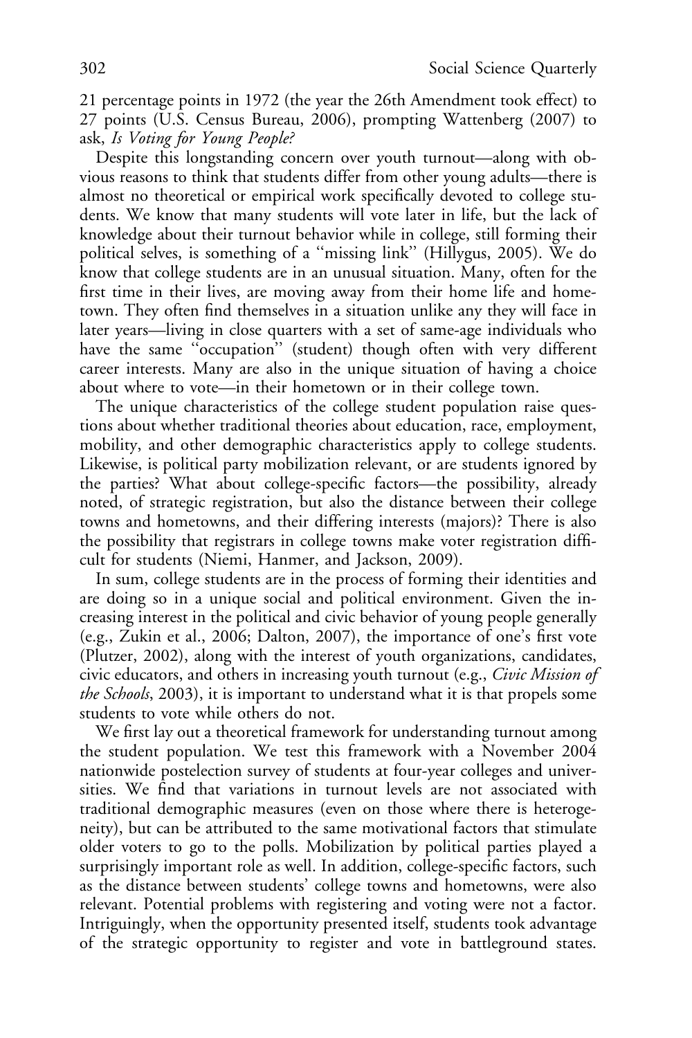21 percentage points in 1972 (the year the 26th Amendment took effect) to 27 points (U.S. Census Bureau, 2006), prompting Wattenberg (2007) to ask, *Is Voting for Young People?*

Despite this longstanding concern over youth turnout—along with obvious reasons to think that students differ from other young adults—there is almost no theoretical or empirical work specifically devoted to college students. We know that many students will vote later in life, but the lack of knowledge about their turnout behavior while in college, still forming their political selves, is something of a ''missing link'' (Hillygus, 2005). We do know that college students are in an unusual situation. Many, often for the first time in their lives, are moving away from their home life and hometown. They often find themselves in a situation unlike any they will face in later years—living in close quarters with a set of same-age individuals who have the same ''occupation'' (student) though often with very different career interests. Many are also in the unique situation of having a choice about where to vote—in their hometown or in their college town.

The unique characteristics of the college student population raise questions about whether traditional theories about education, race, employment, mobility, and other demographic characteristics apply to college students. Likewise, is political party mobilization relevant, or are students ignored by the parties? What about college-specific factors—the possibility, already noted, of strategic registration, but also the distance between their college towns and hometowns, and their differing interests (majors)? There is also the possibility that registrars in college towns make voter registration difficult for students (Niemi, Hanmer, and Jackson, 2009).

In sum, college students are in the process of forming their identities and are doing so in a unique social and political environment. Given the increasing interest in the political and civic behavior of young people generally (e.g., Zukin et al., 2006; Dalton, 2007), the importance of one's first vote (Plutzer, 2002), along with the interest of youth organizations, candidates, civic educators, and others in increasing youth turnout (e.g., *Civic Mission of the Schools*, 2003), it is important to understand what it is that propels some students to vote while others do not.

We first lay out a theoretical framework for understanding turnout among the student population. We test this framework with a November 2004 nationwide postelection survey of students at four-year colleges and universities. We find that variations in turnout levels are not associated with traditional demographic measures (even on those where there is heterogeneity), but can be attributed to the same motivational factors that stimulate older voters to go to the polls. Mobilization by political parties played a surprisingly important role as well. In addition, college-specific factors, such as the distance between students' college towns and hometowns, were also relevant. Potential problems with registering and voting were not a factor. Intriguingly, when the opportunity presented itself, students took advantage of the strategic opportunity to register and vote in battleground states.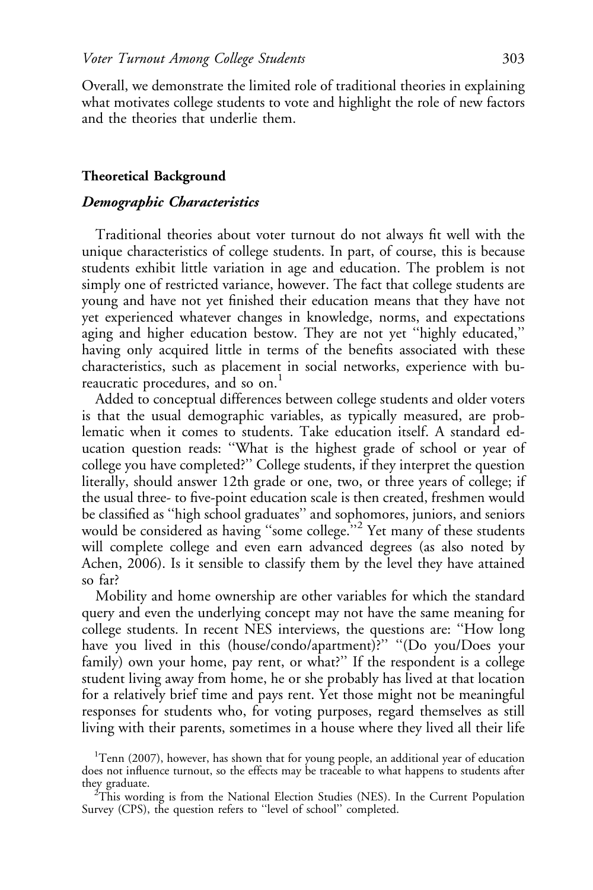Overall, we demonstrate the limited role of traditional theories in explaining what motivates college students to vote and highlight the role of new factors and the theories that underlie them.

## Theoretical Background

### *Demographic Characteristics*

Traditional theories about voter turnout do not always fit well with the unique characteristics of college students. In part, of course, this is because students exhibit little variation in age and education. The problem is not simply one of restricted variance, however. The fact that college students are young and have not yet finished their education means that they have not yet experienced whatever changes in knowledge, norms, and expectations aging and higher education bestow. They are not yet ''highly educated,'' having only acquired little in terms of the benefits associated with these characteristics, such as placement in social networks, experience with bureaucratic procedures, and so on.[1]

Added to conceptual differences between college students and older voters is that the usual demographic variables, as typically measured, are problematic when it comes to students. Take education itself. A standard education question reads: ''What is the highest grade of school or year of college you have completed?'' College students, if they interpret the question literally, should answer 12th grade or one, two, or three years of college; if the usual three- to five-point education scale is then created, freshmen would be classified as ''high school graduates'' and sophomores, juniors, and seniors would be considered as having ''some college.''[2] Yet many of these students will complete college and even earn advanced degrees (as also noted by Achen, 2006). Is it sensible to classify them by the level they have attained so far?

Mobility and home ownership are other variables for which the standard query and even the underlying concept may not have the same meaning for college students. In recent NES interviews, the questions are: ''How long have you lived in this (house/condo/apartment)?'' ''(Do you/Does your family) own your home, pay rent, or what?'' If the respondent is a college student living away from home, he or she probably has lived at that location for a relatively brief time and pays rent. Yet those might not be meaningful responses for students who, for voting purposes, regard themselves as still living with their parents, sometimes in a house where they lived all their life

[1]Tenn (2007), however, has shown that for young people, an additional year of education does not influence turnout, so the effects may be traceable to what happens to students after they graduate.

[2]This wording is from the National Election Studies (NES). In the Current Population Survey (CPS), the question refers to ''level of school'' completed.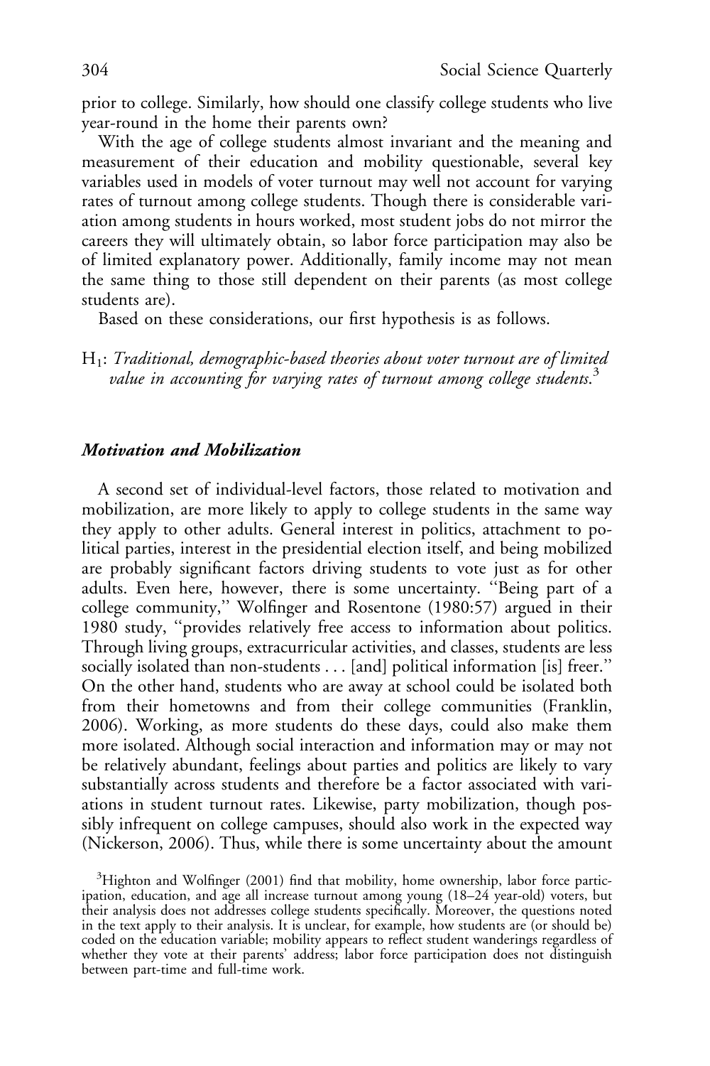prior to college. Similarly, how should one classify college students who live year-round in the home their parents own?

With the age of college students almost invariant and the meaning and measurement of their education and mobility questionable, several key variables used in models of voter turnout may well not account for varying rates of turnout among college students. Though there is considerable variation among students in hours worked, most student jobs do not mirror the careers they will ultimately obtain, so labor force participation may also be of limited explanatory power. Additionally, family income may not mean the same thing to those still dependent on their parents (as most college students are).

Based on these considerations, our first hypothesis is as follows.

$H_1$: *Traditional, demographic-based theories about voter turnout are of limited value in accounting for varying rates of turnout among college students.*[3]

### *Motivation and Mobilization*

A second set of individual-level factors, those related to motivation and mobilization, are more likely to apply to college students in the same way they apply to other adults. General interest in politics, attachment to political parties, interest in the presidential election itself, and being mobilized are probably significant factors driving students to vote just as for other adults. Even here, however, there is some uncertainty. "Being part of a college community," Wolfinger and Rosentone (1980:57) argued in their 1980 study, "provides relatively free access to information about politics. Through living groups, extracurricular activities, and classes, students are less socially isolated than non-students . . . [and] political information [is] freer." On the other hand, students who are away at school could be isolated both from their hometowns and from their college communities (Franklin, 2006). Working, as more students do these days, could also make them more isolated. Although social interaction and information may or may not be relatively abundant, feelings about parties and politics are likely to vary substantially across students and therefore be a factor associated with variations in student turnout rates. Likewise, party mobilization, though possibly infrequent on college campuses, should also work in the expected way (Nickerson, 2006). Thus, while there is some uncertainty about the amount

[3]Highton and Wolfinger (2001) find that mobility, home ownership, labor force participation, education, and age all increase turnout among young (18–24 year-old) voters, but their analysis does not addresses college students specifically. Moreover, the questions noted in the text apply to their analysis. It is unclear, for example, how students are (or should be) coded on the education variable; mobility appears to reflect student wanderings regardless of whether they vote at their parents' address; labor force participation does not distinguish between part-time and full-time work.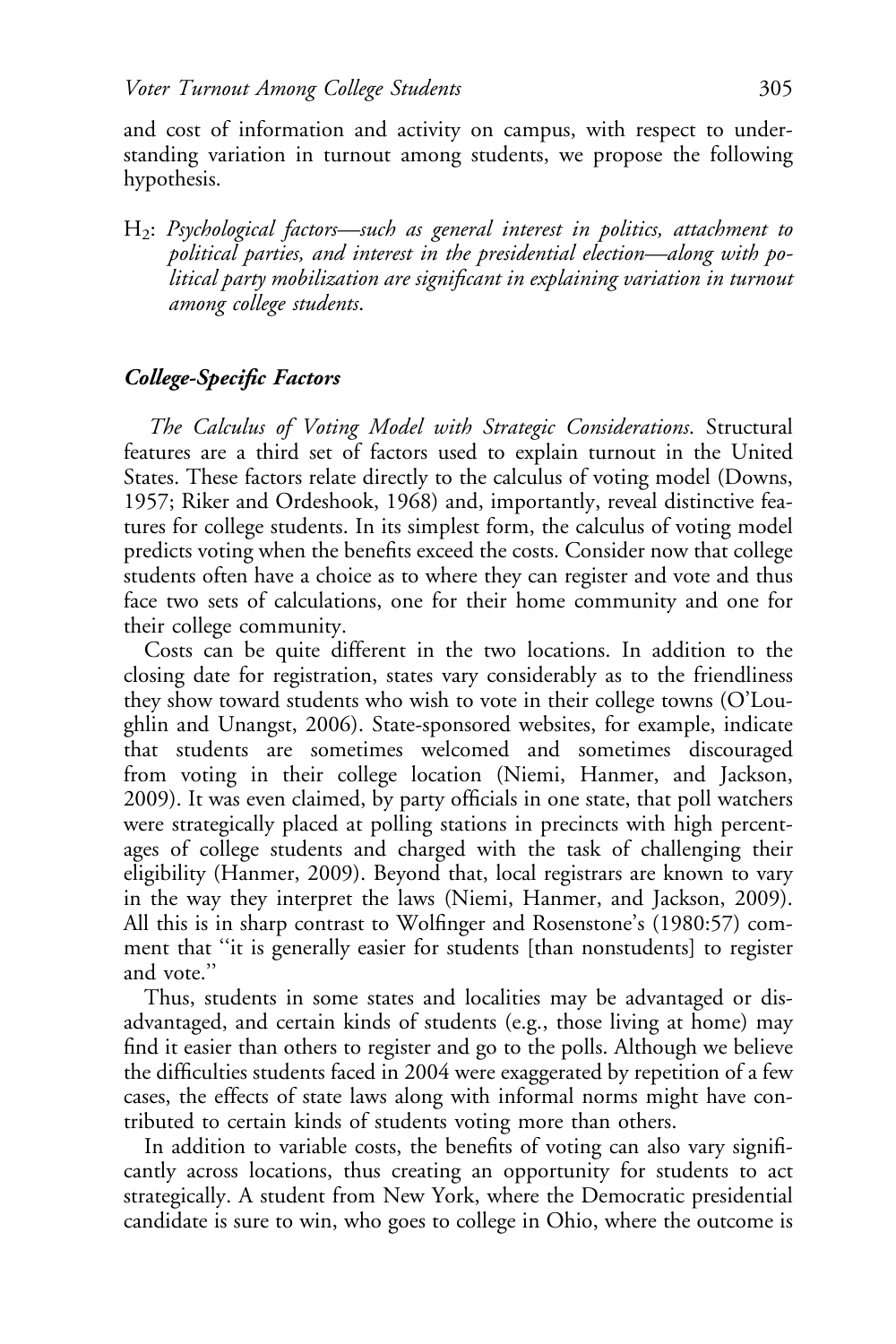and cost of information and activity on campus, with respect to understanding variation in turnout among students, we propose the following hypothesis.

$H_2$: *Psychological factors—such as general interest in politics, attachment to political parties, and interest in the presidential election—along with political party mobilization are significant in explaining variation in turnout among college students.*

### *College-Specific Factors*

*The Calculus of Voting Model with Strategic Considerations.* Structural features are a third set of factors used to explain turnout in the United States. These factors relate directly to the calculus of voting model (Downs, 1957; Riker and Ordeshook, 1968) and, importantly, reveal distinctive features for college students. In its simplest form, the calculus of voting model predicts voting when the benefits exceed the costs. Consider now that college students often have a choice as to where they can register and vote and thus face two sets of calculations, one for their home community and one for their college community.

Costs can be quite different in the two locations. In addition to the closing date for registration, states vary considerably as to the friendliness they show toward students who wish to vote in their college towns (O'Loughlin and Unangst, 2006). State-sponsored websites, for example, indicate that students are sometimes welcomed and sometimes discouraged from voting in their college location (Niemi, Hanmer, and Jackson, 2009). It was even claimed, by party officials in one state, that poll watchers were strategically placed at polling stations in precincts with high percentages of college students and charged with the task of challenging their eligibility (Hanmer, 2009). Beyond that, local registrars are known to vary in the way they interpret the laws (Niemi, Hanmer, and Jackson, 2009). All this is in sharp contrast to Wolfinger and Rosenstone's (1980:57) comment that "it is generally easier for students [than nonstudents] to register and vote."

Thus, students in some states and localities may be advantaged or disadvantaged, and certain kinds of students (e.g., those living at home) may find it easier than others to register and go to the polls. Although we believe the difficulties students faced in 2004 were exaggerated by repetition of a few cases, the effects of state laws along with informal norms might have contributed to certain kinds of students voting more than others.

In addition to variable costs, the benefits of voting can also vary significantly across locations, thus creating an opportunity for students to act strategically. A student from New York, where the Democratic presidential candidate is sure to win, who goes to college in Ohio, where the outcome is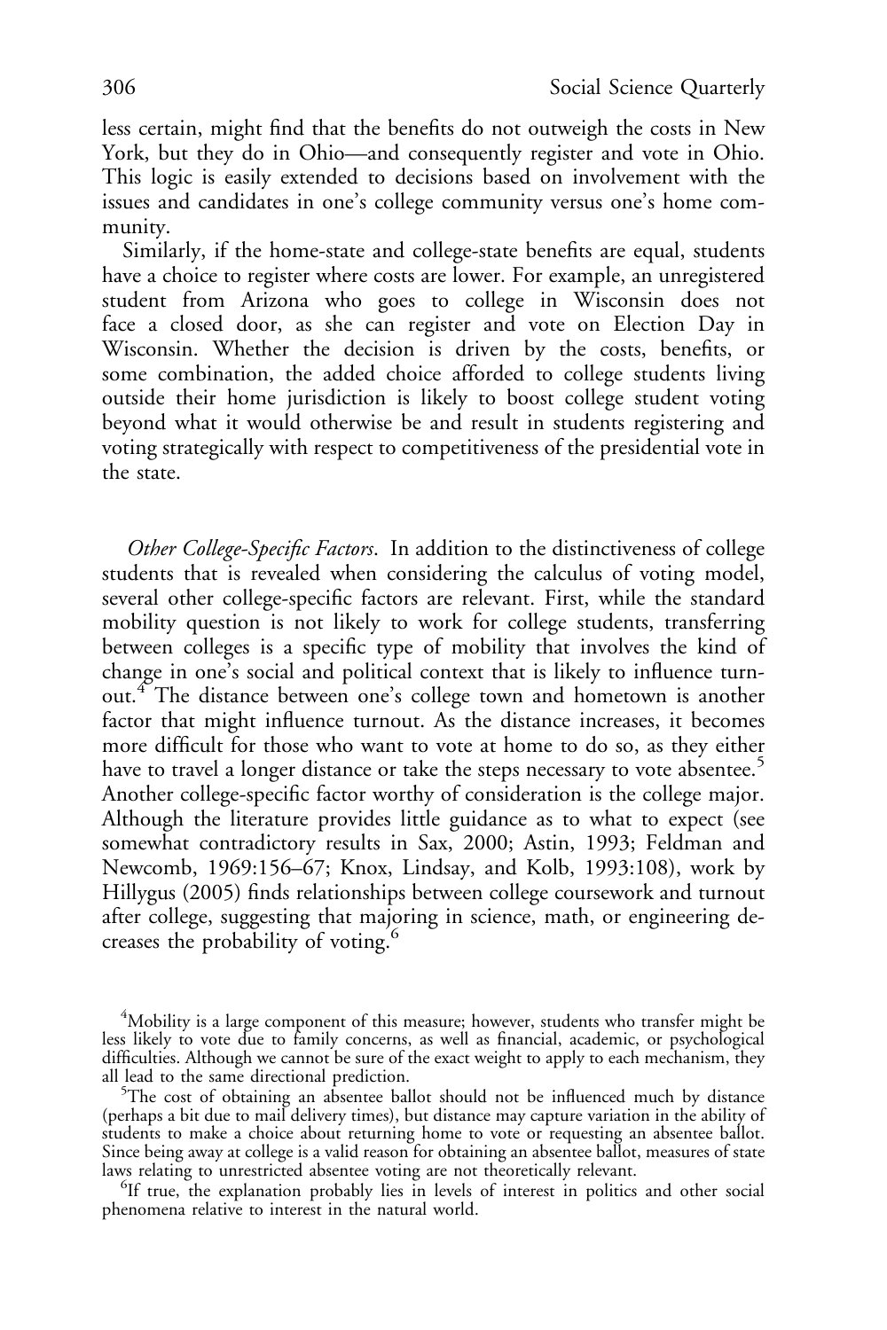less certain, might find that the benefits do not outweigh the costs in New York, but they do in Ohio—and consequently register and vote in Ohio. This logic is easily extended to decisions based on involvement with the issues and candidates in one's college community versus one's home community.

Similarly, if the home-state and college-state benefits are equal, students have a choice to register where costs are lower. For example, an unregistered student from Arizona who goes to college in Wisconsin does not face a closed door, as she can register and vote on Election Day in Wisconsin. Whether the decision is driven by the costs, benefits, or some combination, the added choice afforded to college students living outside their home jurisdiction is likely to boost college student voting beyond what it would otherwise be and result in students registering and voting strategically with respect to competitiveness of the presidential vote in the state.

*Other College-Specific Factors*. In addition to the distinctiveness of college students that is revealed when considering the calculus of voting model, several other college-specific factors are relevant. First, while the standard mobility question is not likely to work for college students, transferring between colleges is a specific type of mobility that involves the kind of change in one's social and political context that is likely to influence turnout.[4] The distance between one's college town and hometown is another factor that might influence turnout. As the distance increases, it becomes more difficult for those who want to vote at home to do so, as they either have to travel a longer distance or take the steps necessary to vote absentee.[5] Another college-specific factor worthy of consideration is the college major. Although the literature provides little guidance as to what to expect (see somewhat contradictory results in Sax, 2000; Astin, 1993; Feldman and Newcomb, 1969:156–67; Knox, Lindsay, and Kolb, 1993:108), work by Hillygus (2005) finds relationships between college coursework and turnout after college, suggesting that majoring in science, math, or engineering decreases the probability of voting.[6]

[4]Mobility is a large component of this measure; however, students who transfer might be less likely to vote due to family concerns, as well as financial, academic, or psychological difficulties. Although we cannot be sure of the exact weight to apply to each mechanism, they all lead to the same directional prediction.

[5]The cost of obtaining an absentee ballot should not be influenced much by distance (perhaps a bit due to mail delivery times), but distance may capture variation in the ability of students to make a choice about returning home to vote or requesting an absentee ballot. Since being away at college is a valid reason for obtaining an absentee ballot, measures of state laws relating to unrestricted absentee voting are not theoretically relevant.

[6]If true, the explanation probably lies in levels of interest in politics and other social phenomena relative to interest in the natural world.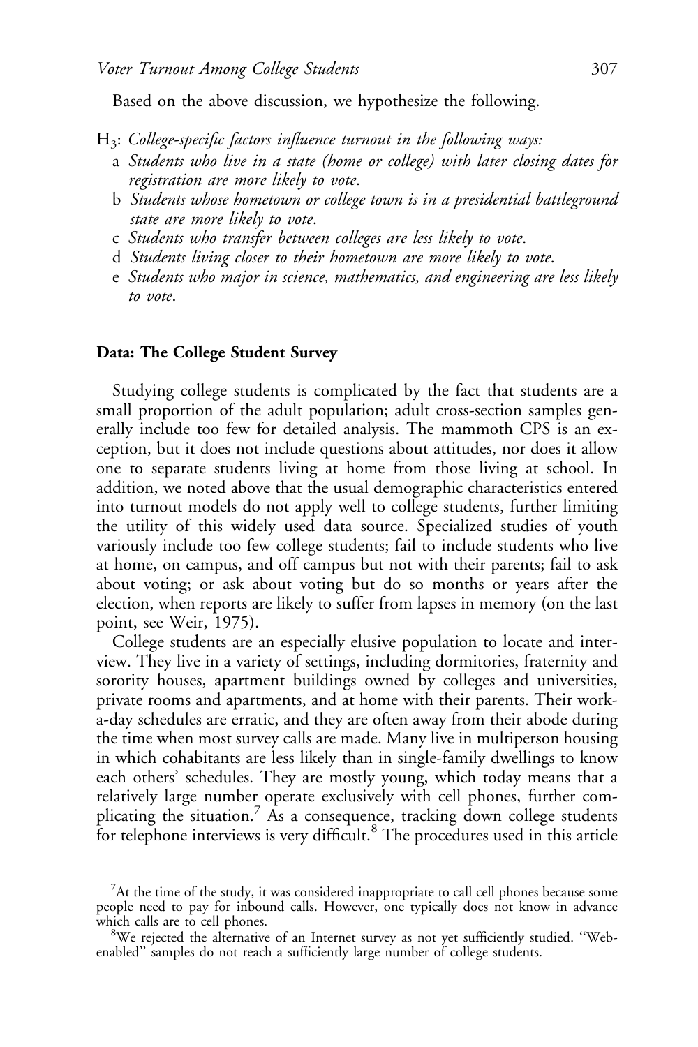Based on the above discussion, we hypothesize the following.

$H_3$: *College-specific factors influence turnout in the following ways:*

a *Students who live in a state (home or college) with later closing dates for registration are more likely to vote.*

b *Students whose hometown or college town is in a presidential battleground state are more likely to vote.*

c *Students who transfer between colleges are less likely to vote.*

d *Students living closer to their hometown are more likely to vote.*

e *Students who major in science, mathematics, and engineering are less likely to vote.*

### Data: The College Student Survey

Studying college students is complicated by the fact that students are a small proportion of the adult population; adult cross-section samples generally include too few for detailed analysis. The mammoth CPS is an exception, but it does not include questions about attitudes, nor does it allow one to separate students living at home from those living at school. In addition, we noted above that the usual demographic characteristics entered into turnout models do not apply well to college students, further limiting the utility of this widely used data source. Specialized studies of youth variously include too few college students; fail to include students who live at home, on campus, and off campus but not with their parents; fail to ask about voting; or ask about voting but do so months or years after the election, when reports are likely to suffer from lapses in memory (on the last point, see Weir, 1975).

College students are an especially elusive population to locate and interview. They live in a variety of settings, including dormitories, fraternity and sorority houses, apartment buildings owned by colleges and universities, private rooms and apartments, and at home with their parents. Their work-a-day schedules are erratic, and they are often away from their abode during the time when most survey calls are made. Many live in multiperson housing in which cohabitants are less likely than in single-family dwellings to know each others' schedules. They are mostly young, which today means that a relatively large number operate exclusively with cell phones, further complicating the situation.[7] As a consequence, tracking down college students for telephone interviews is very difficult.[8] The procedures used in this article

[7]At the time of the study, it was considered inappropriate to call cell phones because some people need to pay for inbound calls. However, one typically does not know in advance which calls are to cell phones.

[8]We rejected the alternative of an Internet survey as not yet sufficiently studied. "Web-enabled" samples do not reach a sufficiently large number of college students.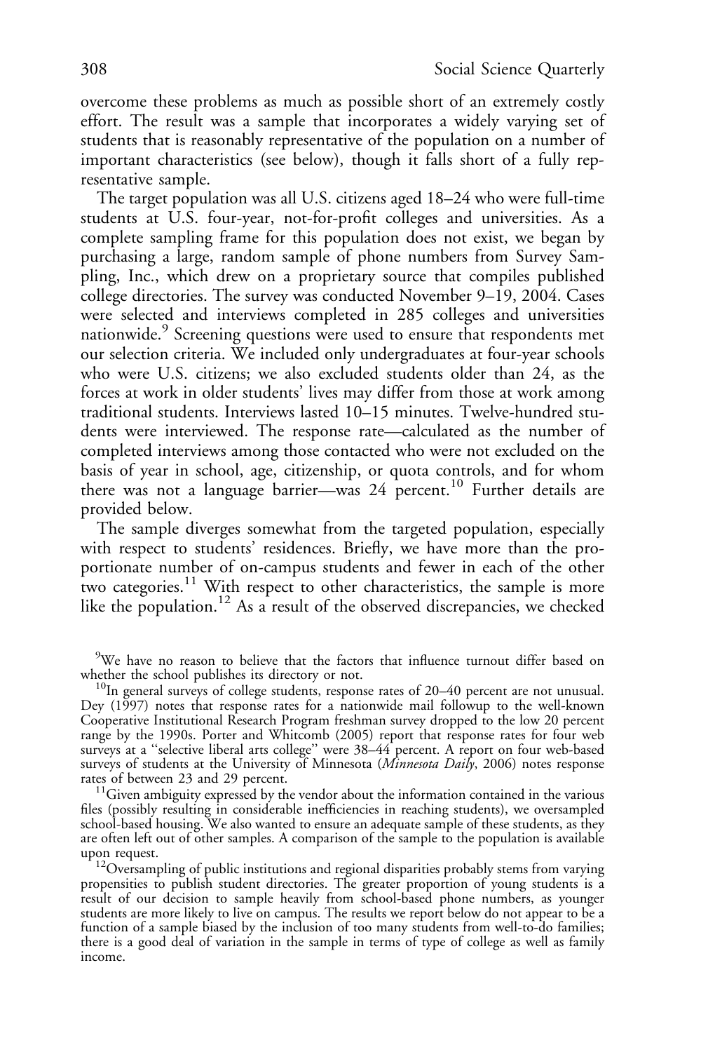overcome these problems as much as possible short of an extremely costly effort. The result was a sample that incorporates a widely varying set of students that is reasonably representative of the population on a number of important characteristics (see below), though it falls short of a fully representative sample.

The target population was all U.S. citizens aged 18–24 who were full-time students at U.S. four-year, not-for-profit colleges and universities. As a complete sampling frame for this population does not exist, we began by purchasing a large, random sample of phone numbers from Survey Sampling, Inc., which drew on a proprietary source that compiles published college directories. The survey was conducted November 9–19, 2004. Cases were selected and interviews completed in 285 colleges and universities nationwide.[9] Screening questions were used to ensure that respondents met our selection criteria. We included only undergraduates at four-year schools who were U.S. citizens; we also excluded students older than 24, as the forces at work in older students' lives may differ from those at work among traditional students. Interviews lasted 10–15 minutes. Twelve-hundred students were interviewed. The response rate—calculated as the number of completed interviews among those contacted who were not excluded on the basis of year in school, age, citizenship, or quota controls, and for whom there was not a language barrier—was 24 percent.[10] Further details are provided below.

The sample diverges somewhat from the targeted population, especially with respect to students' residences. Briefly, we have more than the proportionate number of on-campus students and fewer in each of the other two categories.[11] With respect to other characteristics, the sample is more like the population.[12] As a result of the observed discrepancies, we checked

[9]We have no reason to believe that the factors that influence turnout differ based on whether the school publishes its directory or not.

[10]In general surveys of college students, response rates of 20–40 percent are not unusual. Dey (1997) notes that response rates for a nationwide mail followup to the well-known Cooperative Institutional Research Program freshman survey dropped to the low 20 percent range by the 1990s. Porter and Whitcomb (2005) report that response rates for four web surveys at a "selective liberal arts college" were 38–44 percent. A report on four web-based surveys of students at the University of Minnesota (*Minnesota Daily*, 2006) notes response rates of between 23 and 29 percent.

[11]Given ambiguity expressed by the vendor about the information contained in the various files (possibly resulting in considerable inefficiencies in reaching students), we oversampled school-based housing. We also wanted to ensure an adequate sample of these students, as they are often left out of other samples. A comparison of the sample to the population is available upon request.

[12]Oversampling of public institutions and regional disparities probably stems from varying propensities to publish student directories. The greater proportion of young students is a result of our decision to sample heavily from school-based phone numbers, as younger students are more likely to live on campus. The results we report below do not appear to be a function of a sample biased by the inclusion of too many students from well-to-do families; there is a good deal of variation in the sample in terms of type of college as well as family income.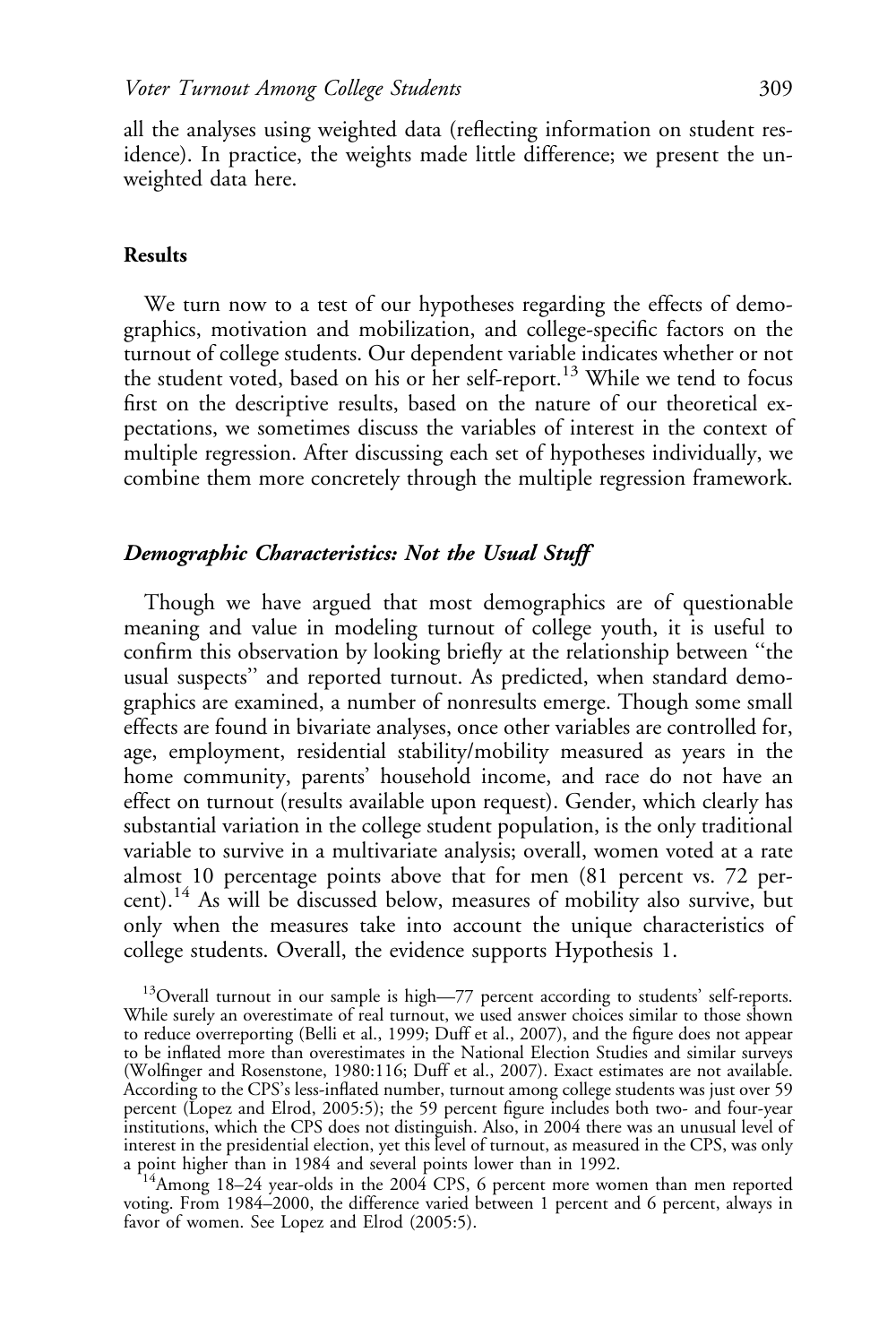all the analyses using weighted data (reflecting information on student residence). In practice, the weights made little difference; we present the unweighted data here.

## Results

We turn now to a test of our hypotheses regarding the effects of demographics, motivation and mobilization, and college-specific factors on the turnout of college students. Our dependent variable indicates whether or not the student voted, based on his or her self-report.[13] While we tend to focus first on the descriptive results, based on the nature of our theoretical expectations, we sometimes discuss the variables of interest in the context of multiple regression. After discussing each set of hypotheses individually, we combine them more concretely through the multiple regression framework.

### *Demographic Characteristics: Not the Usual Stuff*

Though we have argued that most demographics are of questionable meaning and value in modeling turnout of college youth, it is useful to confirm this observation by looking briefly at the relationship between ''the usual suspects'' and reported turnout. As predicted, when standard demographics are examined, a number of nonresults emerge. Though some small effects are found in bivariate analyses, once other variables are controlled for, age, employment, residential stability/mobility measured as years in the home community, parents' household income, and race do not have an effect on turnout (results available upon request). Gender, which clearly has substantial variation in the college student population, is the only traditional variable to survive in a multivariate analysis; overall, women voted at a rate almost 10 percentage points above that for men (81 percent vs. 72 percent).[14] As will be discussed below, measures of mobility also survive, but only when the measures take into account the unique characteristics of college students. Overall, the evidence supports Hypothesis 1.

[13]Overall turnout in our sample is high—77 percent according to students' self-reports. While surely an overestimate of real turnout, we used answer choices similar to those shown to reduce overreporting (Belli et al., 1999; Duff et al., 2007), and the figure does not appear to be inflated more than overestimates in the National Election Studies and similar surveys (Wolfinger and Rosenstone, 1980:116; Duff et al., 2007). Exact estimates are not available. According to the CPS's less-inflated number, turnout among college students was just over 59 percent (Lopez and Elrod, 2005:5); the 59 percent figure includes both two- and four-year institutions, which the CPS does not distinguish. Also, in 2004 there was an unusual level of interest in the presidential election, yet this level of turnout, as measured in the CPS, was only a point higher than in 1984 and several points lower than in 1992.

[14]Among 18–24 year-olds in the 2004 CPS, 6 percent more women than men reported voting. From 1984–2000, the difference varied between 1 percent and 6 percent, always in favor of women. See Lopez and Elrod (2005:5).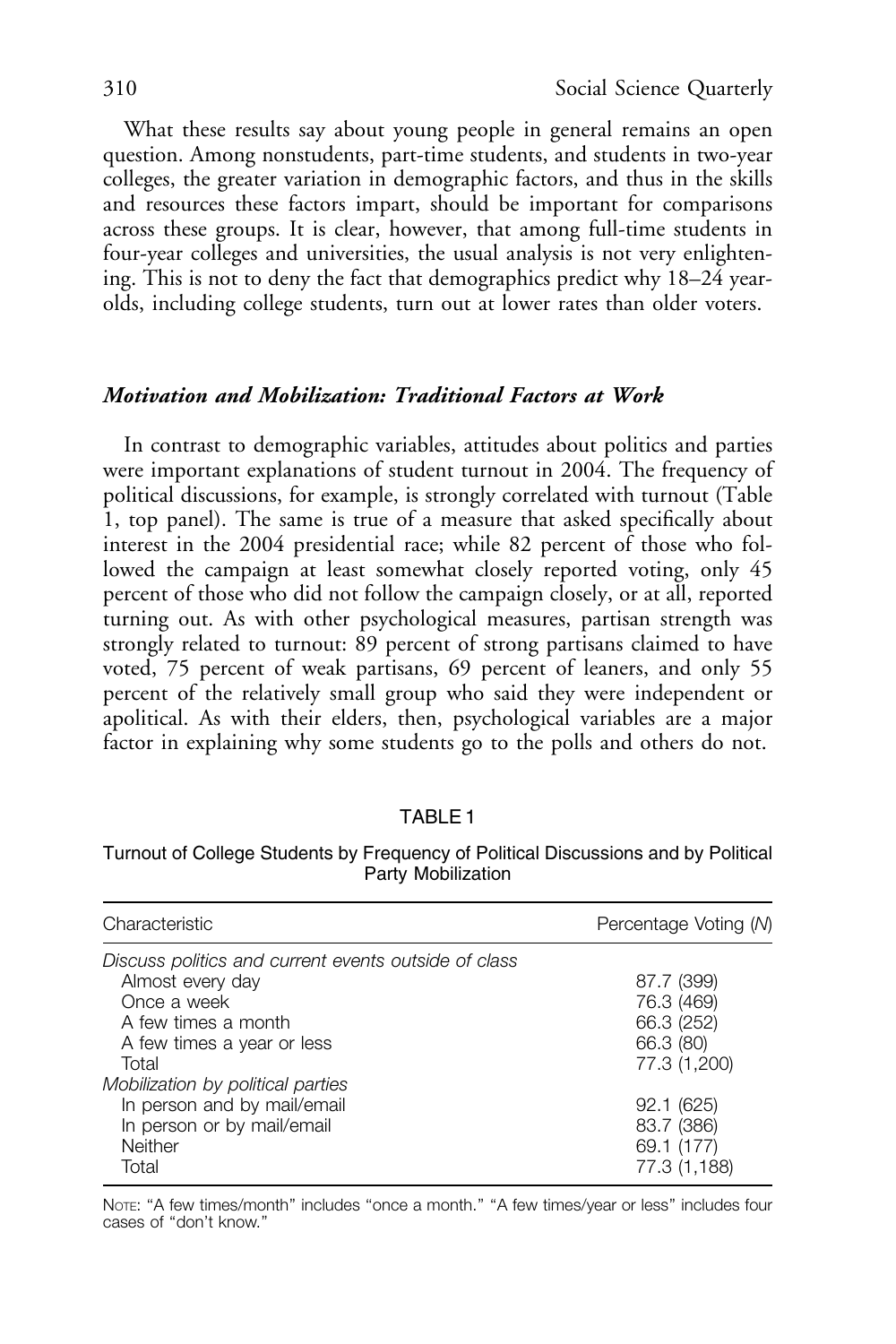What these results say about young people in general remains an open question. Among nonstudents, part-time students, and students in two-year colleges, the greater variation in demographic factors, and thus in the skills and resources these factors impart, should be important for comparisons across these groups. It is clear, however, that among full-time students in four-year colleges and universities, the usual analysis is not very enlightening. This is not to deny the fact that demographics predict why 18–24 year-olds, including college students, turn out at lower rates than older voters.

### *Motivation and Mobilization: Traditional Factors at Work*

In contrast to demographic variables, attitudes about politics and parties were important explanations of student turnout in 2004. The frequency of political discussions, for example, is strongly correlated with turnout (Table 1, top panel). The same is true of a measure that asked specifically about interest in the 2004 presidential race; while 82 percent of those who followed the campaign at least somewhat closely reported voting, only 45 percent of those who did not follow the campaign closely, or at all, reported turning out. As with other psychological measures, partisan strength was strongly related to turnout: 89 percent of strong partisans claimed to have voted, 75 percent of weak partisans, 69 percent of leaners, and only 55 percent of the relatively small group who said they were independent or apolitical. As with their elders, then, psychological variables are a major factor in explaining why some students go to the polls and others do not.

TABLE 1

Turnout of College Students by Frequency of Political Discussions and by Political Party Mobilization

| Characteristic | Percentage Voting (*N*) |
|---|---|
| *Discuss politics and current events outside of class* | |
| Almost every day | 87.7 (399) |
| Once a week | 76.3 (469) |
| A few times a month | 66.3 (252) |
| A few times a year or less | 66.3 (80) |
| Total | 77.3 (1,200) |
| *Mobilization by political parties* | |
| In person and by mail/email | 92.1 (625) |
| In person or by mail/email | 83.7 (386) |
| Neither | 69.1 (177) |
| Total | 77.3 (1,188) |

NOTE: "A few times/month" includes "once a month." "A few times/year or less" includes four cases of "don't know."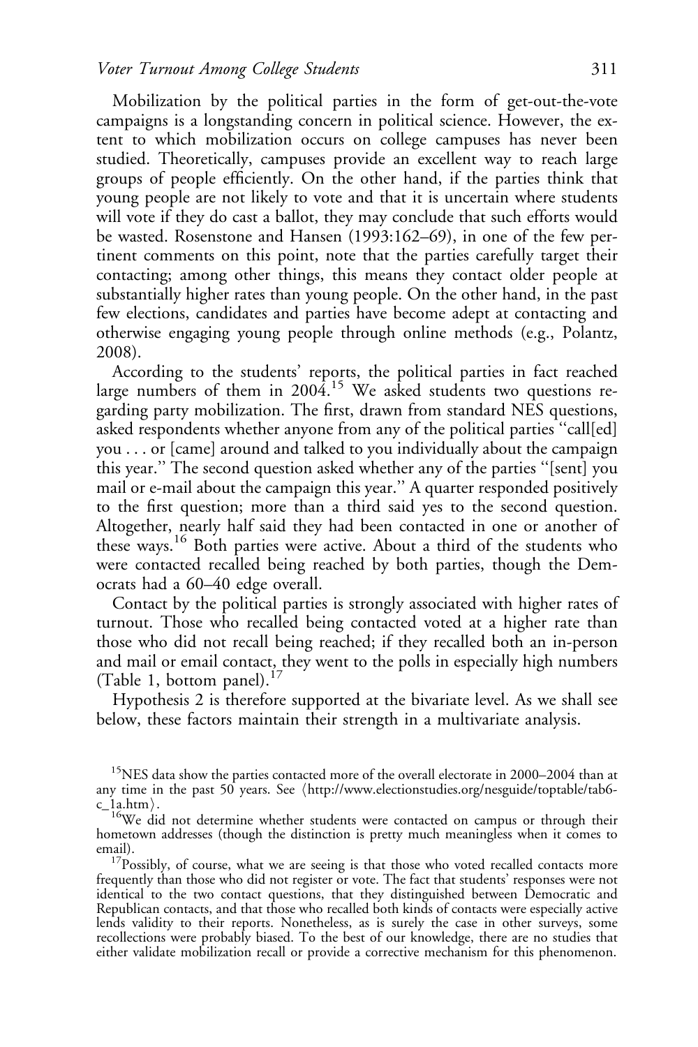Mobilization by the political parties in the form of get-out-the-vote campaigns is a longstanding concern in political science. However, the extent to which mobilization occurs on college campuses has never been studied. Theoretically, campuses provide an excellent way to reach large groups of people efficiently. On the other hand, if the parties think that young people are not likely to vote and that it is uncertain where students will vote if they do cast a ballot, they may conclude that such efforts would be wasted. Rosenstone and Hansen (1993:162–69), in one of the few pertinent comments on this point, note that the parties carefully target their contacting; among other things, this means they contact older people at substantially higher rates than young people. On the other hand, in the past few elections, candidates and parties have become adept at contacting and otherwise engaging young people through online methods (e.g., Polantz, 2008).

According to the students' reports, the political parties in fact reached large numbers of them in 2004.[15] We asked students two questions regarding party mobilization. The first, drawn from standard NES questions, asked respondents whether anyone from any of the political parties "call[ed] you . . . or [came] around and talked to you individually about the campaign this year." The second question asked whether any of the parties "[sent] you mail or e-mail about the campaign this year." A quarter responded positively to the first question; more than a third said yes to the second question. Altogether, nearly half said they had been contacted in one or another of these ways.[16] Both parties were active. About a third of the students who were contacted recalled being reached by both parties, though the Democrats had a 60–40 edge overall.

Contact by the political parties is strongly associated with higher rates of turnout. Those who recalled being contacted voted at a higher rate than those who did not recall being reached; if they recalled both an in-person and mail or email contact, they went to the polls in especially high numbers (Table 1, bottom panel).[17]

Hypothesis 2 is therefore supported at the bivariate level. As we shall see below, these factors maintain their strength in a multivariate analysis.

[15] NES data show the parties contacted more of the overall electorate in 2000–2004 than at any time in the past 50 years. See ⟨http://www.electionstudies.org/nesguide/toptable/tab6-c_1a.htm⟩.

[16] We did not determine whether students were contacted on campus or through their hometown addresses (though the distinction is pretty much meaningless when it comes to email).

[17] Possibly, of course, what we are seeing is that those who voted recalled contacts more frequently than those who did not register or vote. The fact that students' responses were not identical to the two contact questions, that they distinguished between Democratic and Republican contacts, and that those who recalled both kinds of contacts were especially active lends validity to their reports. Nonetheless, as is surely the case in other surveys, some recollections were probably biased. To the best of our knowledge, there are no studies that either validate mobilization recall or provide a corrective mechanism for this phenomenon.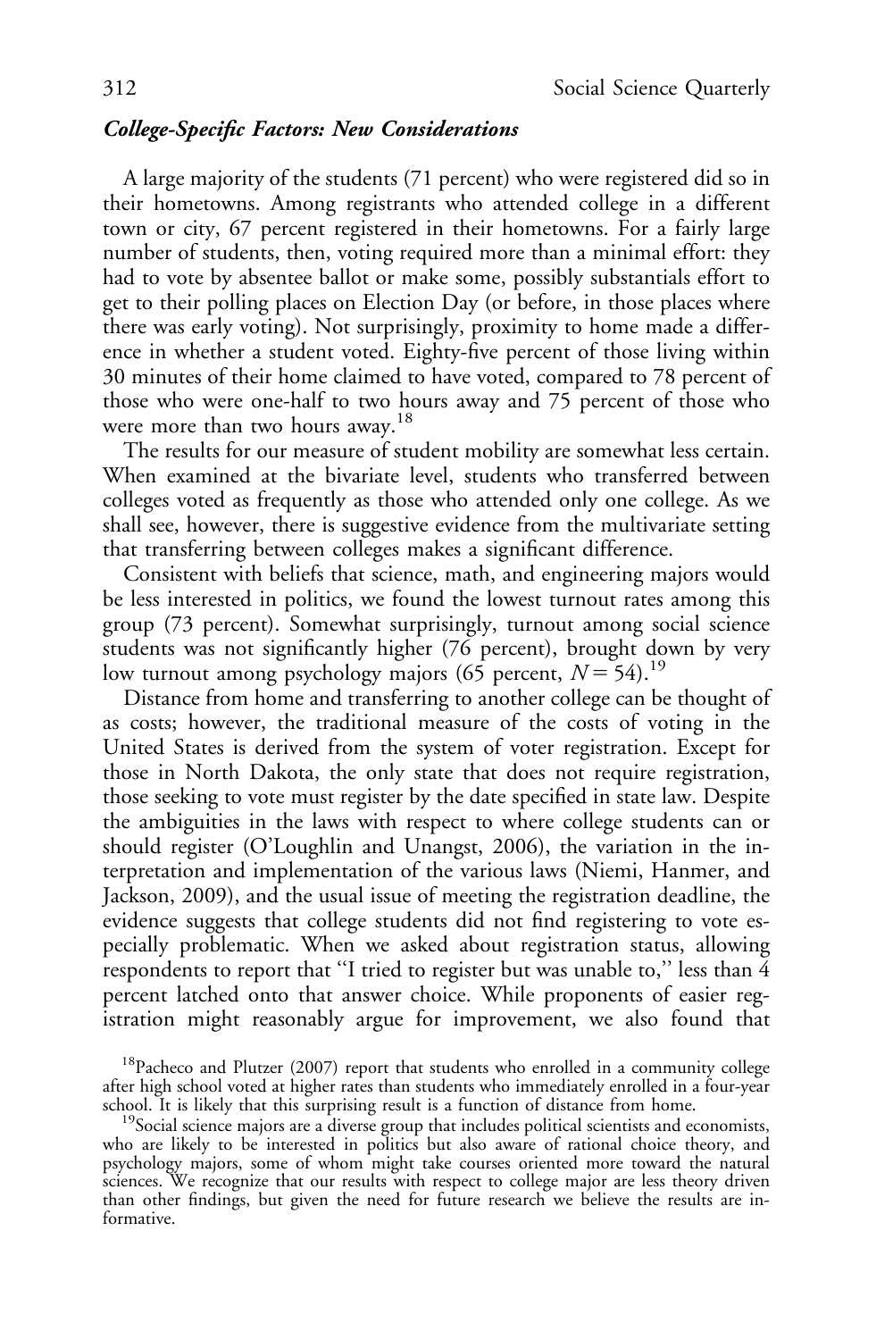### *College-Specific Factors: New Considerations*

A large majority of the students (71 percent) who were registered did so in their hometowns. Among registrants who attended college in a different town or city, 67 percent registered in their hometowns. For a fairly large number of students, then, voting required more than a minimal effort: they had to vote by absentee ballot or make some, possibly substantials effort to get to their polling places on Election Day (or before, in those places where there was early voting). Not surprisingly, proximity to home made a difference in whether a student voted. Eighty-five percent of those living within 30 minutes of their home claimed to have voted, compared to 78 percent of those who were one-half to two hours away and 75 percent of those who were more than two hours away.[18]

The results for our measure of student mobility are somewhat less certain. When examined at the bivariate level, students who transferred between colleges voted as frequently as those who attended only one college. As we shall see, however, there is suggestive evidence from the multivariate setting that transferring between colleges makes a significant difference.

Consistent with beliefs that science, math, and engineering majors would be less interested in politics, we found the lowest turnout rates among this group (73 percent). Somewhat surprisingly, turnout among social science students was not significantly higher (76 percent), brought down by very low turnout among psychology majors (65 percent, $N = 54$).[19]

Distance from home and transferring to another college can be thought of as costs; however, the traditional measure of the costs of voting in the United States is derived from the system of voter registration. Except for those in North Dakota, the only state that does not require registration, those seeking to vote must register by the date specified in state law. Despite the ambiguities in the laws with respect to where college students can or should register (O'Loughlin and Unangst, 2006), the variation in the interpretation and implementation of the various laws (Niemi, Hanmer, and Jackson, 2009), and the usual issue of meeting the registration deadline, the evidence suggests that college students did not find registering to vote especially problematic. When we asked about registration status, allowing respondents to report that "I tried to register but was unable to," less than 4 percent latched onto that answer choice. While proponents of easier registration might reasonably argue for improvement, we also found that

[18]Pacheco and Plutzer (2007) report that students who enrolled in a community college after high school voted at higher rates than students who immediately enrolled in a four-year school. It is likely that this surprising result is a function of distance from home.

[19]Social science majors are a diverse group that includes political scientists and economists, who are likely to be interested in politics but also aware of rational choice theory, and psychology majors, some of whom might take courses oriented more toward the natural sciences. We recognize that our results with respect to college major are less theory driven than other findings, but given the need for future research we believe the results are informative.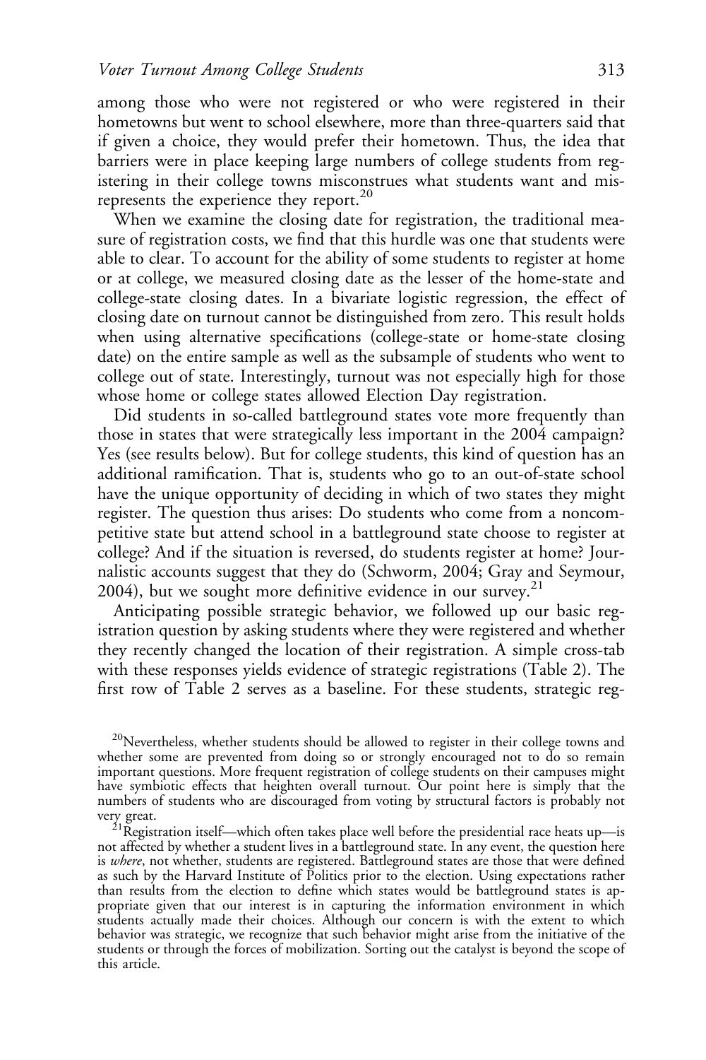among those who were not registered or who were registered in their hometowns but went to school elsewhere, more than three-quarters said that if given a choice, they would prefer their hometown. Thus, the idea that barriers were in place keeping large numbers of college students from registering in their college towns misconstrues what students want and misrepresents the experience they report.[20]

When we examine the closing date for registration, the traditional measure of registration costs, we find that this hurdle was one that students were able to clear. To account for the ability of some students to register at home or at college, we measured closing date as the lesser of the home-state and college-state closing dates. In a bivariate logistic regression, the effect of closing date on turnout cannot be distinguished from zero. This result holds when using alternative specifications (college-state or home-state closing date) on the entire sample as well as the subsample of students who went to college out of state. Interestingly, turnout was not especially high for those whose home or college states allowed Election Day registration.

Did students in so-called battleground states vote more frequently than those in states that were strategically less important in the 2004 campaign? Yes (see results below). But for college students, this kind of question has an additional ramification. That is, students who go to an out-of-state school have the unique opportunity of deciding in which of two states they might register. The question thus arises: Do students who come from a noncompetitive state but attend school in a battleground state choose to register at college? And if the situation is reversed, do students register at home? Journalistic accounts suggest that they do (Schworm, 2004; Gray and Seymour, 2004), but we sought more definitive evidence in our survey.[21]

Anticipating possible strategic behavior, we followed up our basic registration question by asking students where they were registered and whether they recently changed the location of their registration. A simple cross-tab with these responses yields evidence of strategic registrations (Table 2). The first row of Table 2 serves as a baseline. For these students, strategic reg-

[20]Nevertheless, whether students should be allowed to register in their college towns and whether some are prevented from doing so or strongly encouraged not to do so remain important questions. More frequent registration of college students on their campuses might have symbiotic effects that heighten overall turnout. Our point here is simply that the numbers of students who are discouraged from voting by structural factors is probably not very great.

[21]Registration itself—which often takes place well before the presidential race heats up—is not affected by whether a student lives in a battleground state. In any event, the question here is *where*, not whether, students are registered. Battleground states are those that were defined as such by the Harvard Institute of Politics prior to the election. Using expectations rather than results from the election to define which states would be battleground states is appropriate given that our interest is in capturing the information environment in which students actually made their choices. Although our concern is with the extent to which behavior was strategic, we recognize that such behavior might arise from the initiative of the students or through the forces of mobilization. Sorting out the catalyst is beyond the scope of this article.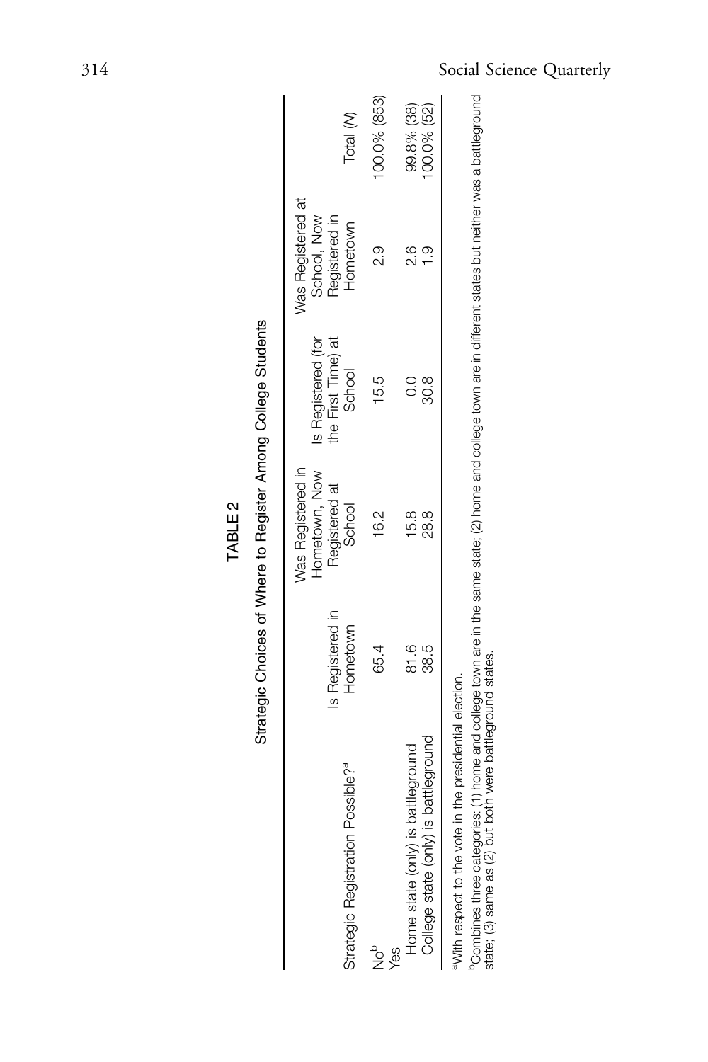TABLE 2

Strategic Choices of Where to Register Among College Students

| Strategic Registration Possible?[a] | Is Registered in Hometown | Was Registered in Hometown, Now Registered at School | Is Registered (for the First Time) at School | Was Registered at School, Now Registered in Hometown | Total (N) |
|---|---|---|---|---|---|
| No[b] | 65.4 | 16.2 | 15.5 | 2.9 | 100.0% (853) |
| Yes | | | | | |
| Home state (only) is battleground | 81.6 | 15.8 | 0.0 | 2.6 | 99.8% (38) |
| College state (only) is battleground | 38.5 | 28.8 | 30.8 | 1.9 | 100.0% (52) |

[a]With respect to the vote in the presidential election.

[b]Combines three categories: (1) home and college town are in the same state; (2) home and college town are in different states but neither was a battleground state; (3) same as (2) but both were battleground states.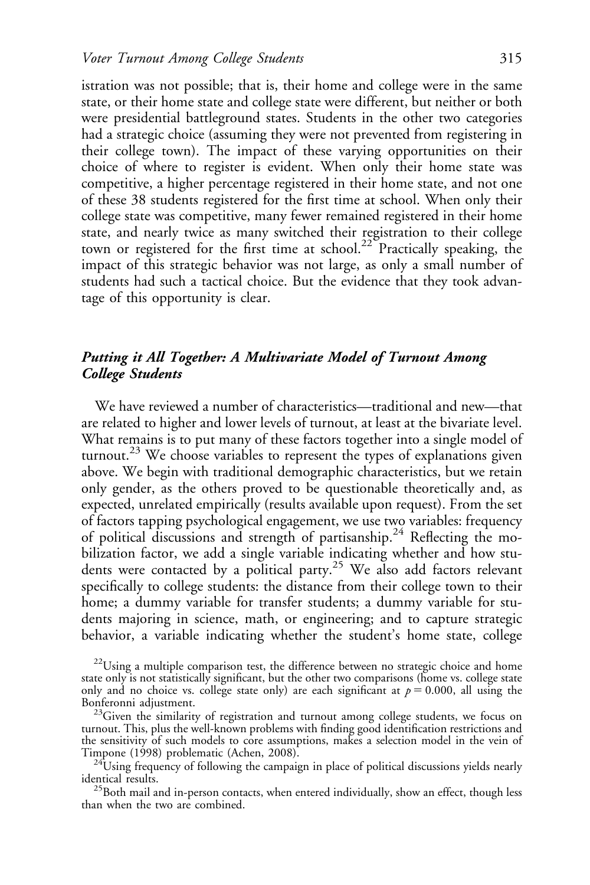istration was not possible; that is, their home and college were in the same state, or their home state and college state were different, but neither or both were presidential battleground states. Students in the other two categories had a strategic choice (assuming they were not prevented from registering in their college town). The impact of these varying opportunities on their choice of where to register is evident. When only their home state was competitive, a higher percentage registered in their home state, and not one of these 38 students registered for the first time at school. When only their college state was competitive, many fewer remained registered in their home state, and nearly twice as many switched their registration to their college town or registered for the first time at school.[22] Practically speaking, the impact of this strategic behavior was not large, as only a small number of students had such a tactical choice. But the evidence that they took advantage of this opportunity is clear.

### *Putting it All Together: A Multivariate Model of Turnout Among College Students*

We have reviewed a number of characteristics—traditional and new—that are related to higher and lower levels of turnout, at least at the bivariate level. What remains is to put many of these factors together into a single model of turnout.[23] We choose variables to represent the types of explanations given above. We begin with traditional demographic characteristics, but we retain only gender, as the others proved to be questionable theoretically and, as expected, unrelated empirically (results available upon request). From the set of factors tapping psychological engagement, we use two variables: frequency of political discussions and strength of partisanship.[24] Reflecting the mobilization factor, we add a single variable indicating whether and how students were contacted by a political party.[25] We also add factors relevant specifically to college students: the distance from their college town to their home; a dummy variable for transfer students; a dummy variable for students majoring in science, math, or engineering; and to capture strategic behavior, a variable indicating whether the student's home state, college

[22] Using a multiple comparison test, the difference between no strategic choice and home state only is not statistically significant, but the other two comparisons (home vs. college state only and no choice vs. college state only) are each significant at $p = 0.000$, all using the Bonferonni adjustment.

[23] Given the similarity of registration and turnout among college students, we focus on turnout. This, plus the well-known problems with finding good identification restrictions and the sensitivity of such models to core assumptions, makes a selection model in the vein of Timpone (1998) problematic (Achen, 2008).

[24] Using frequency of following the campaign in place of political discussions yields nearly identical results.

[25] Both mail and in-person contacts, when entered individually, show an effect, though less than when the two are combined.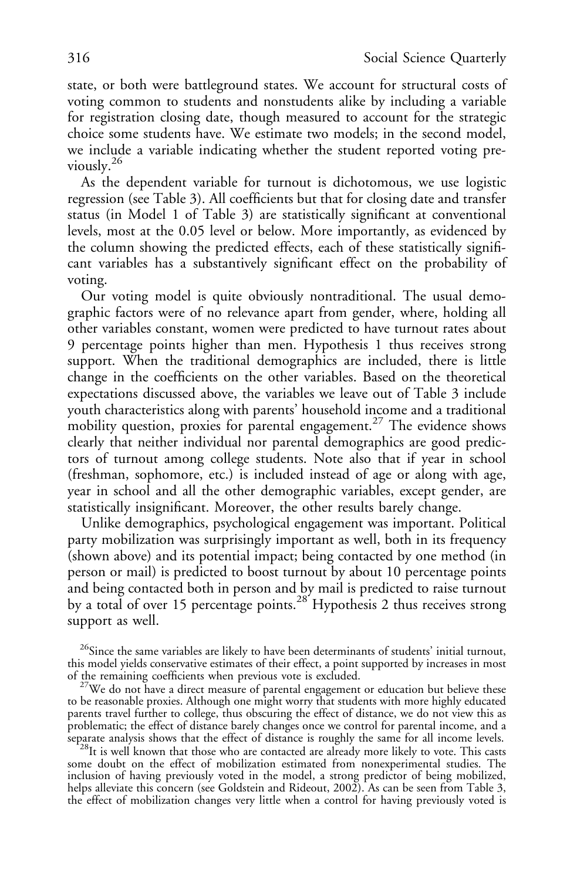state, or both were battleground states. We account for structural costs of voting common to students and nonstudents alike by including a variable for registration closing date, though measured to account for the strategic choice some students have. We estimate two models; in the second model, we include a variable indicating whether the student reported voting previously.[26]

As the dependent variable for turnout is dichotomous, we use logistic regression (see Table 3). All coefficients but that for closing date and transfer status (in Model 1 of Table 3) are statistically significant at conventional levels, most at the 0.05 level or below. More importantly, as evidenced by the column showing the predicted effects, each of these statistically significant variables has a substantively significant effect on the probability of voting.

Our voting model is quite obviously nontraditional. The usual demographic factors were of no relevance apart from gender, where, holding all other variables constant, women were predicted to have turnout rates about 9 percentage points higher than men. Hypothesis 1 thus receives strong support. When the traditional demographics are included, there is little change in the coefficients on the other variables. Based on the theoretical expectations discussed above, the variables we leave out of Table 3 include youth characteristics along with parents' household income and a traditional mobility question, proxies for parental engagement.[27] The evidence shows clearly that neither individual nor parental demographics are good predictors of turnout among college students. Note also that if year in school (freshman, sophomore, etc.) is included instead of age or along with age, year in school and all the other demographic variables, except gender, are statistically insignificant. Moreover, the other results barely change.

Unlike demographics, psychological engagement was important. Political party mobilization was surprisingly important as well, both in its frequency (shown above) and its potential impact; being contacted by one method (in person or mail) is predicted to boost turnout by about 10 percentage points and being contacted both in person and by mail is predicted to raise turnout by a total of over 15 percentage points.[28] Hypothesis 2 thus receives strong support as well.

[26]Since the same variables are likely to have been determinants of students' initial turnout, this model yields conservative estimates of their effect, a point supported by increases in most of the remaining coefficients when previous vote is excluded.

[27]We do not have a direct measure of parental engagement or education but believe these to be reasonable proxies. Although one might worry that students with more highly educated parents travel further to college, thus obscuring the effect of distance, we do not view this as problematic; the effect of distance barely changes once we control for parental income, and a separate analysis shows that the effect of distance is roughly the same for all income levels.

[28]It is well known that those who are contacted are already more likely to vote. This casts some doubt on the effect of mobilization estimated from nonexperimental studies. The inclusion of having previously voted in the model, a strong predictor of being mobilized, helps alleviate this concern (see Goldstein and Rideout, 2002). As can be seen from Table 3, the effect of mobilization changes very little when a control for having previously voted is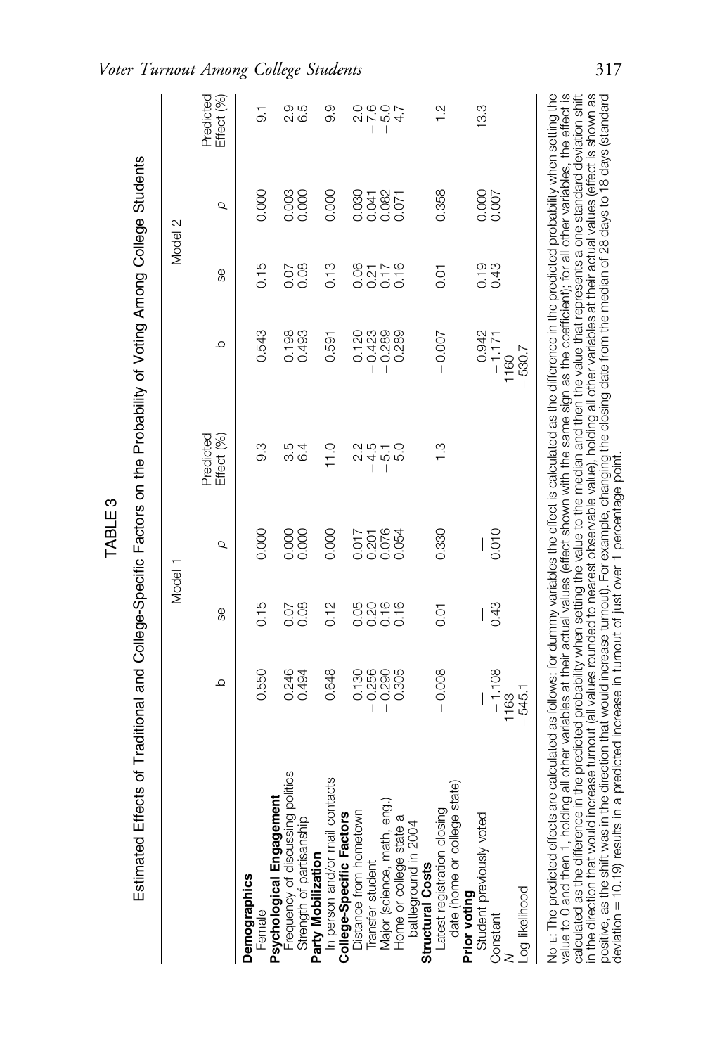TABLE 3

Estimated Effects of Traditional and College-Specific Factors on the Probability of Voting Among College Students

| | Model 1 | | | | Model 2 | | | |
|---|---|---|---|---|---|---|---|---|
| | b | se | p | Predicted Effect (%) | b | se | p | Predicted Effect (%) |
| **Demographics** | | | | | | | | |
| Female | 0.550 | 0.15 | 0.000 | 9.3 | 0.543 | 0.15 | 0.000 | 9.1 |
| **Psychological Engagement** | | | | | | | | |
| Frequency of discussing politics | 0.246 | 0.07 | 0.000 | 3.5 | 0.198 | 0.07 | 0.003 | 2.9 |
| Strength of partisanship | 0.494 | 0.08 | 0.000 | 6.4 | 0.493 | 0.08 | 0.000 | 6.5 |
| **Party Mobilization** | | | | | | | | |
| In person and/or mail contacts | 0.648 | 0.12 | 0.000 | 11.0 | 0.591 | 0.13 | 0.000 | 9.9 |
| **College-Specific Factors** | | | | | | | | |
| Distance from hometown | −0.130 | 0.05 | 0.017 | 2.2 | −0.120 | 0.06 | 0.030 | 2.0 |
| Transfer student | −0.256 | 0.20 | 0.201 | −4.5 | −0.423 | 0.21 | 0.041 | −7.6 |
| Major (science, math, eng.) | −0.290 | 0.16 | 0.076 | −5.1 | −0.289 | 0.17 | 0.082 | −5.0 |
| Home or college state a battleground in 2004 | 0.305 | 0.16 | 0.054 | 5.0 | 0.289 | 0.16 | 0.071 | 4.7 |
| **Structural Costs** | | | | | | | | |
| Latest registration closing date (home or college state) | −0.008 | 0.01 | 0.330 | 1.3 | −0.007 | 0.01 | 0.358 | 1.2 |
| **Prior voting** | | | | | | | | |
| Student previously voted | — | — | — | | 0.942 | 0.19 | 0.000 | 13.3 |
| Constant | −1.108 | 0.43 | 0.010 | | −1.171 | 0.43 | 0.007 | |
| N | 1163 | | | | 1160 | | | |
| Log likelihood | −545.1 | | | | −530.7 | | | |

Note: The predicted effects are calculated as follows: for dummy variables the effect is calculated as the difference in the predicted probability when setting the value to 0 and then 1, holding all other variables at their actual values (effect shown with the same sign as the coefficient); for all other variables, the effect is calculated as the difference in the predicted probability when setting the value to the median and then the value that represents a one standard deviation shift in the direction that would increase turnout (all values rounded to nearest observable value), holding all other variables at their actual values (effect is shown as positive, as the shift was in the direction that would increase turnout). For example, changing the closing date from the median of 28 days to 18 days (standard deviation = 10.19) results in a predicted increase in turnout of just over 1 percentage point.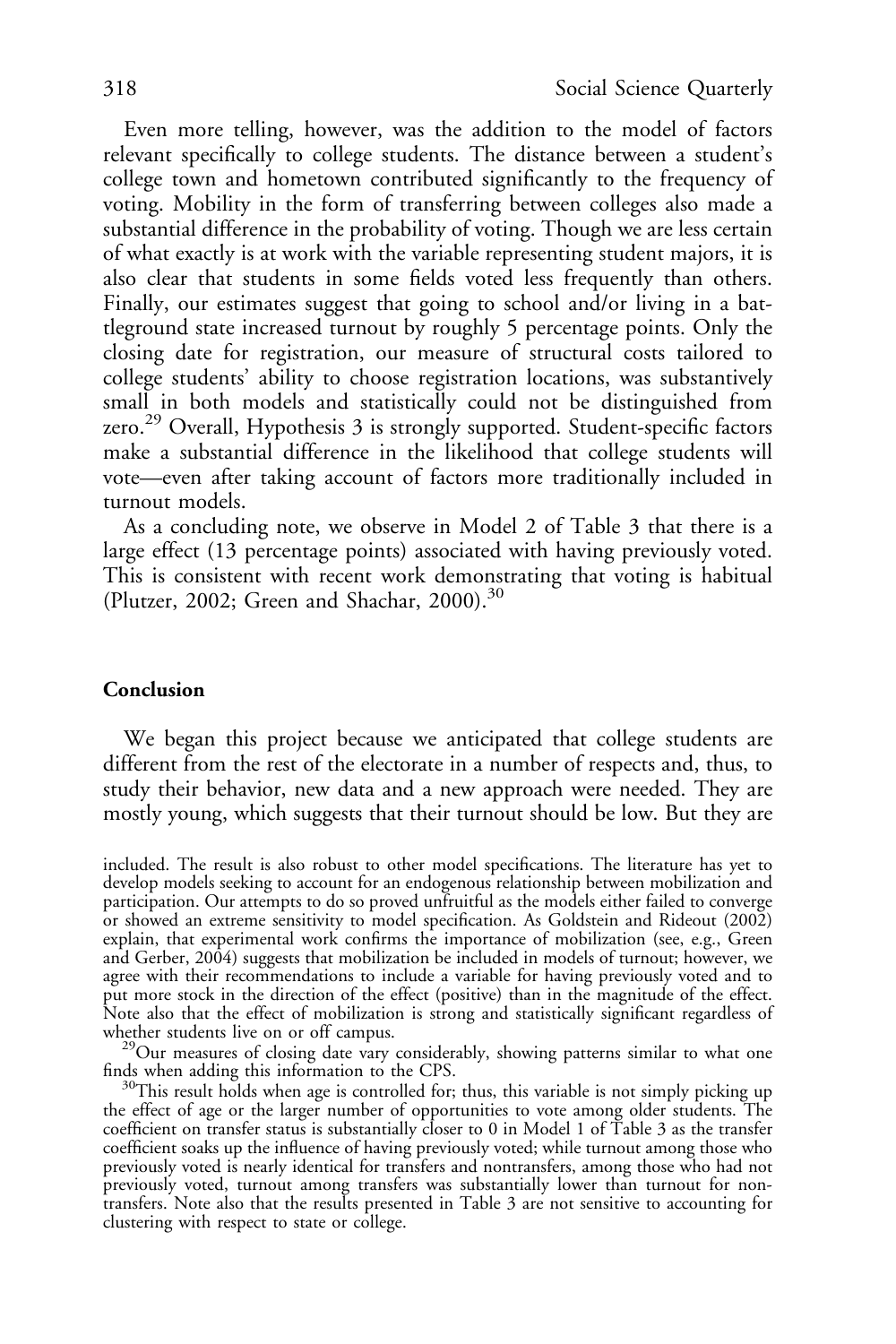Even more telling, however, was the addition to the model of factors relevant specifically to college students. The distance between a student's college town and hometown contributed significantly to the frequency of voting. Mobility in the form of transferring between colleges also made a substantial difference in the probability of voting. Though we are less certain of what exactly is at work with the variable representing student majors, it is also clear that students in some fields voted less frequently than others. Finally, our estimates suggest that going to school and/or living in a battleground state increased turnout by roughly 5 percentage points. Only the closing date for registration, our measure of structural costs tailored to college students' ability to choose registration locations, was substantively small in both models and statistically could not be distinguished from zero.[29] Overall, Hypothesis 3 is strongly supported. Student-specific factors make a substantial difference in the likelihood that college students will vote—even after taking account of factors more traditionally included in turnout models.

As a concluding note, we observe in Model 2 of Table 3 that there is a large effect (13 percentage points) associated with having previously voted. This is consistent with recent work demonstrating that voting is habitual (Plutzer, 2002; Green and Shachar, 2000).[30]

## Conclusion

We began this project because we anticipated that college students are different from the rest of the electorate in a number of respects and, thus, to study their behavior, new data and a new approach were needed. They are mostly young, which suggests that their turnout should be low. But they are

included. The result is also robust to other model specifications. The literature has yet to develop models seeking to account for an endogenous relationship between mobilization and participation. Our attempts to do so proved unfruitful as the models either failed to converge or showed an extreme sensitivity to model specification. As Goldstein and Rideout (2002) explain, that experimental work confirms the importance of mobilization (see, e.g., Green and Gerber, 2004) suggests that mobilization be included in models of turnout; however, we agree with their recommendations to include a variable for having previously voted and to put more stock in the direction of the effect (positive) than in the magnitude of the effect. Note also that the effect of mobilization is strong and statistically significant regardless of whether students live on or off campus.

[29]Our measures of closing date vary considerably, showing patterns similar to what one finds when adding this information to the CPS.

[30]This result holds when age is controlled for; thus, this variable is not simply picking up the effect of age or the larger number of opportunities to vote among older students. The coefficient on transfer status is substantially closer to 0 in Model 1 of Table 3 as the transfer coefficient soaks up the influence of having previously voted; while turnout among those who previously voted is nearly identical for transfers and nontransfers, among those who had not previously voted, turnout among transfers was substantially lower than turnout for nontransfers. Note also that the results presented in Table 3 are not sensitive to accounting for clustering with respect to state or college.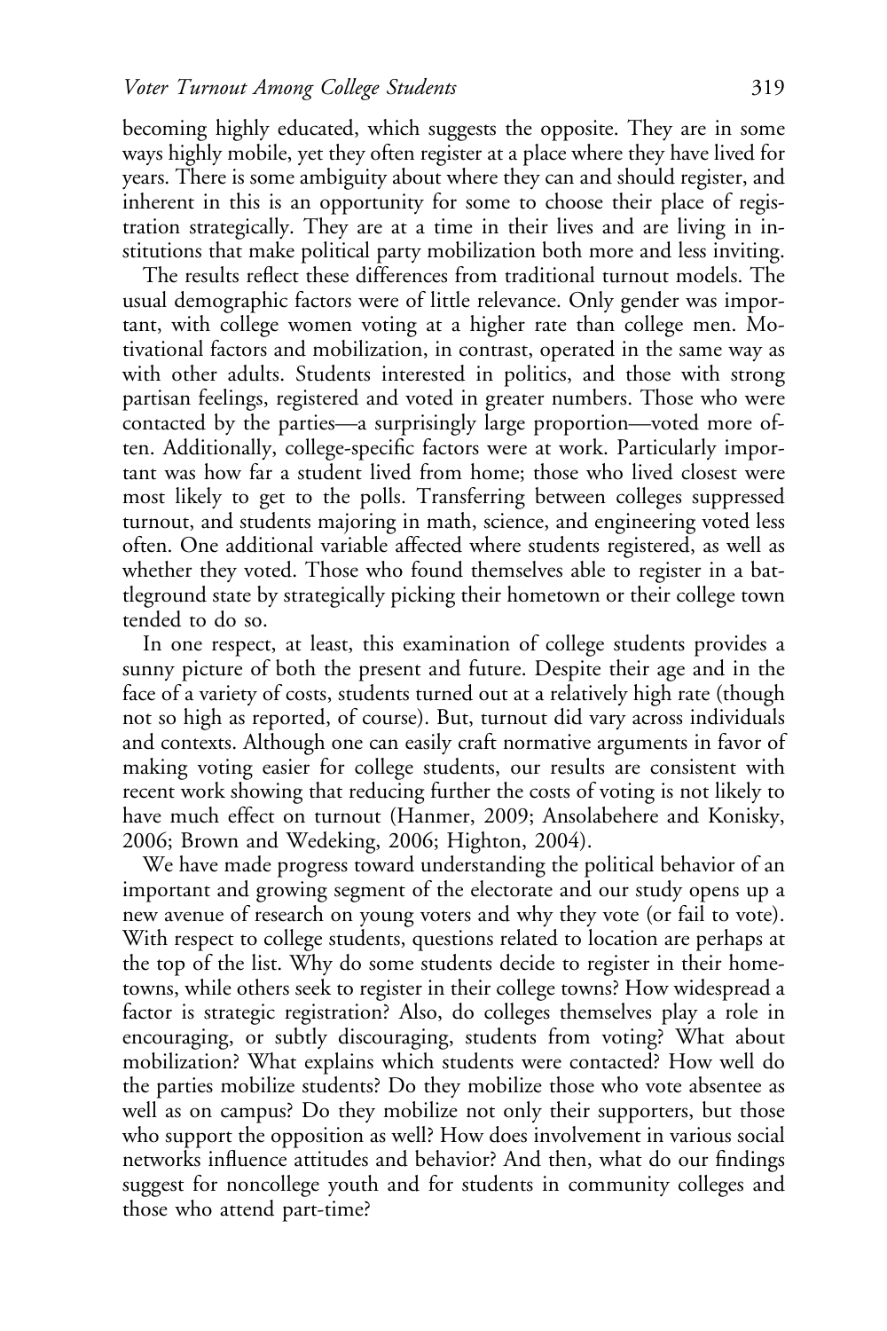becoming highly educated, which suggests the opposite. They are in some ways highly mobile, yet they often register at a place where they have lived for years. There is some ambiguity about where they can and should register, and inherent in this is an opportunity for some to choose their place of registration strategically. They are at a time in their lives and are living in institutions that make political party mobilization both more and less inviting.

The results reflect these differences from traditional turnout models. The usual demographic factors were of little relevance. Only gender was important, with college women voting at a higher rate than college men. Motivational factors and mobilization, in contrast, operated in the same way as with other adults. Students interested in politics, and those with strong partisan feelings, registered and voted in greater numbers. Those who were contacted by the parties—a surprisingly large proportion—voted more often. Additionally, college-specific factors were at work. Particularly important was how far a student lived from home; those who lived closest were most likely to get to the polls. Transferring between colleges suppressed turnout, and students majoring in math, science, and engineering voted less often. One additional variable affected where students registered, as well as whether they voted. Those who found themselves able to register in a battleground state by strategically picking their hometown or their college town tended to do so.

In one respect, at least, this examination of college students provides a sunny picture of both the present and future. Despite their age and in the face of a variety of costs, students turned out at a relatively high rate (though not so high as reported, of course). But, turnout did vary across individuals and contexts. Although one can easily craft normative arguments in favor of making voting easier for college students, our results are consistent with recent work showing that reducing further the costs of voting is not likely to have much effect on turnout (Hanmer, 2009; Ansolabehere and Konisky, 2006; Brown and Wedeking, 2006; Highton, 2004).

We have made progress toward understanding the political behavior of an important and growing segment of the electorate and our study opens up a new avenue of research on young voters and why they vote (or fail to vote). With respect to college students, questions related to location are perhaps at the top of the list. Why do some students decide to register in their hometowns, while others seek to register in their college towns? How widespread a factor is strategic registration? Also, do colleges themselves play a role in encouraging, or subtly discouraging, students from voting? What about mobilization? What explains which students were contacted? How well do the parties mobilize students? Do they mobilize those who vote absentee as well as on campus? Do they mobilize not only their supporters, but those who support the opposition as well? How does involvement in various social networks influence attitudes and behavior? And then, what do our findings suggest for noncollege youth and for students in community colleges and those who attend part-time?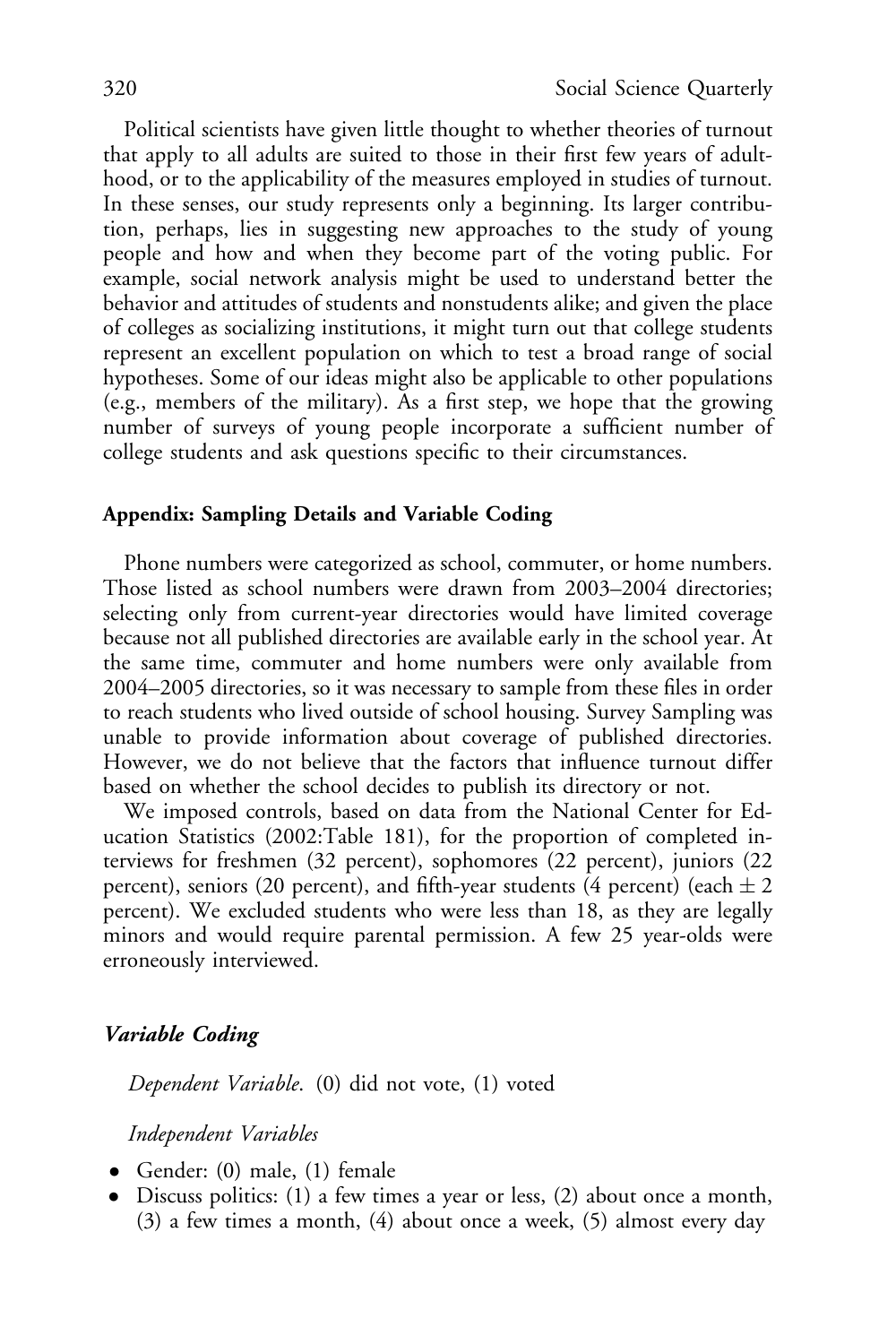Political scientists have given little thought to whether theories of turnout that apply to all adults are suited to those in their first few years of adulthood, or to the applicability of the measures employed in studies of turnout. In these senses, our study represents only a beginning. Its larger contribution, perhaps, lies in suggesting new approaches to the study of young people and how and when they become part of the voting public. For example, social network analysis might be used to understand better the behavior and attitudes of students and nonstudents alike; and given the place of colleges as socializing institutions, it might turn out that college students represent an excellent population on which to test a broad range of social hypotheses. Some of our ideas might also be applicable to other populations (e.g., members of the military). As a first step, we hope that the growing number of surveys of young people incorporate a sufficient number of college students and ask questions specific to their circumstances.

## Appendix: Sampling Details and Variable Coding

Phone numbers were categorized as school, commuter, or home numbers. Those listed as school numbers were drawn from 2003–2004 directories; selecting only from current-year directories would have limited coverage because not all published directories are available early in the school year. At the same time, commuter and home numbers were only available from 2004–2005 directories, so it was necessary to sample from these files in order to reach students who lived outside of school housing. Survey Sampling was unable to provide information about coverage of published directories. However, we do not believe that the factors that influence turnout differ based on whether the school decides to publish its directory or not.

We imposed controls, based on data from the National Center for Education Statistics (2002:Table 181), for the proportion of completed interviews for freshmen (32 percent), sophomores (22 percent), juniors (22 percent), seniors (20 percent), and fifth-year students (4 percent) (each $\pm$ 2 percent). We excluded students who were less than 18, as they are legally minors and would require parental permission. A few 25 year-olds were erroneously interviewed.

### *Variable Coding*

*Dependent Variable*. (0) did not vote, (1) voted

*Independent Variables*

- Gender: (0) male, (1) female
- Discuss politics: (1) a few times a year or less, (2) about once a month, (3) a few times a month, (4) about once a week, (5) almost every day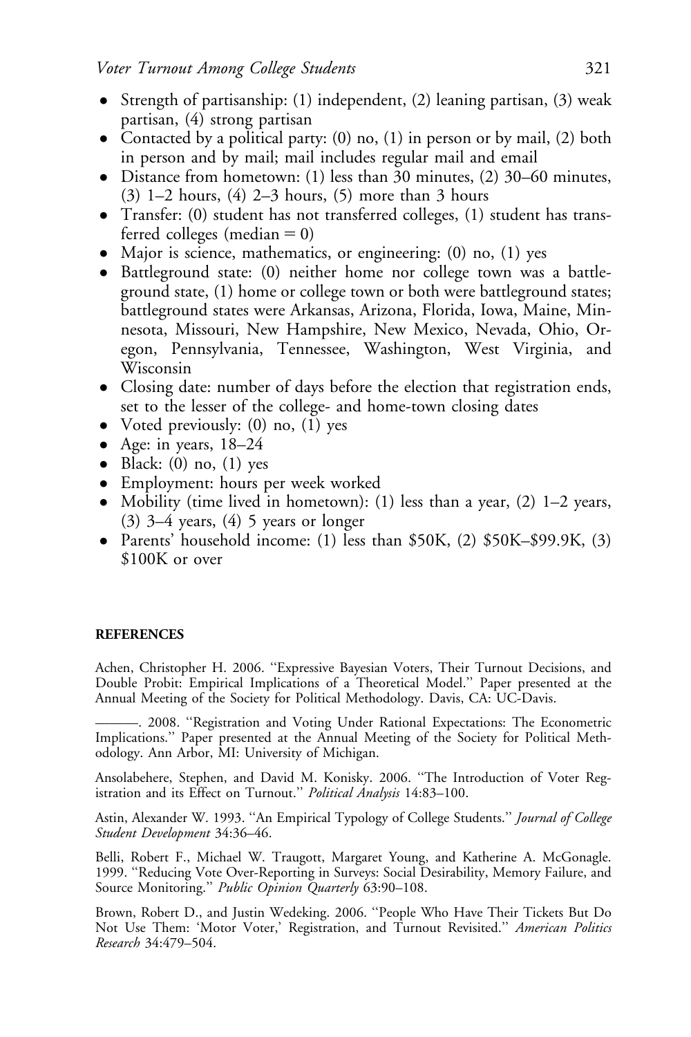- Strength of partisanship: (1) independent, (2) leaning partisan, (3) weak partisan, (4) strong partisan
- Contacted by a political party: (0) no, (1) in person or by mail, (2) both in person and by mail; mail includes regular mail and email
- Distance from hometown: (1) less than 30 minutes, (2) 30–60 minutes, (3) 1–2 hours, (4) 2–3 hours, (5) more than 3 hours
- Transfer: (0) student has not transferred colleges, (1) student has transferred colleges (median = 0)
- Major is science, mathematics, or engineering: (0) no, (1) yes
- Battleground state: (0) neither home nor college town was a battleground state, (1) home or college town or both were battleground states; battleground states were Arkansas, Arizona, Florida, Iowa, Maine, Minnesota, Missouri, New Hampshire, New Mexico, Nevada, Ohio, Oregon, Pennsylvania, Tennessee, Washington, West Virginia, and Wisconsin
- Closing date: number of days before the election that registration ends, set to the lesser of the college- and home-town closing dates
- Voted previously: (0) no, (1) yes
- Age: in years, 18–24
- Black: (0) no, (1) yes
- Employment: hours per week worked
- Mobility (time lived in hometown): (1) less than a year, (2) 1–2 years, (3) 3–4 years, (4) 5 years or longer
- Parents' household income: (1) less than $50K, (2) $50K–$99.9K, (3) $100K or over

#### REFERENCES

Achen, Christopher H. 2006. "Expressive Bayesian Voters, Their Turnout Decisions, and Double Probit: Empirical Implications of a Theoretical Model." Paper presented at the Annual Meeting of the Society for Political Methodology. Davis, CA: UC-Davis.

———. 2008. "Registration and Voting Under Rational Expectations: The Econometric Implications." Paper presented at the Annual Meeting of the Society for Political Methodology. Ann Arbor, MI: University of Michigan.

Ansolabehere, Stephen, and David M. Konisky. 2006. "The Introduction of Voter Registration and its Effect on Turnout." *Political Analysis* 14:83–100.

Astin, Alexander W. 1993. "An Empirical Typology of College Students." *Journal of College Student Development* 34:36–46.

Belli, Robert F., Michael W. Traugott, Margaret Young, and Katherine A. McGonagle. 1999. "Reducing Vote Over-Reporting in Surveys: Social Desirability, Memory Failure, and Source Monitoring." *Public Opinion Quarterly* 63:90–108.

Brown, Robert D., and Justin Wedeking. 2006. "People Who Have Their Tickets But Do Not Use Them: 'Motor Voter,' Registration, and Turnout Revisited." *American Politics Research* 34:479–504.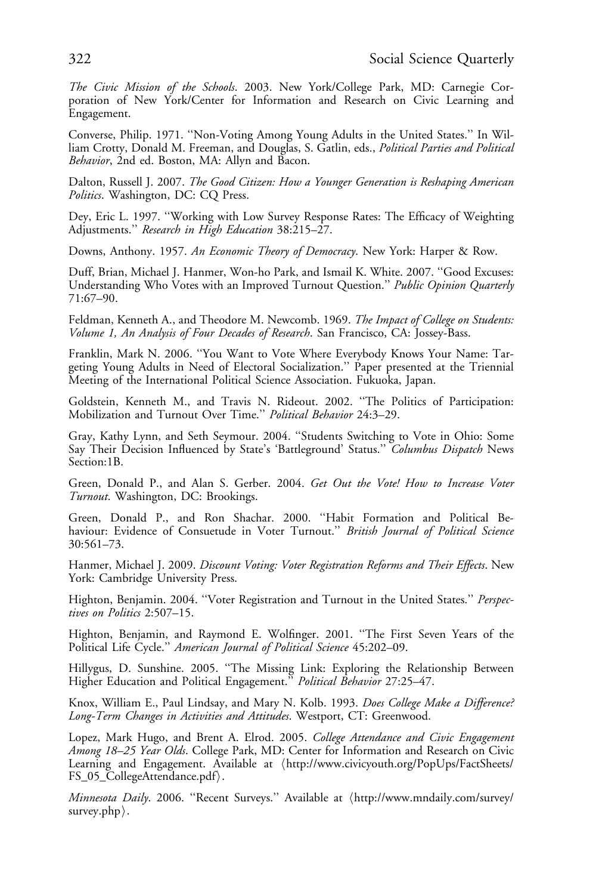*The Civic Mission of the Schools*. 2003. New York/College Park, MD: Carnegie Corporation of New York/Center for Information and Research on Civic Learning and Engagement.

Converse, Philip. 1971. ''Non-Voting Among Young Adults in the United States.'' In William Crotty, Donald M. Freeman, and Douglas, S. Gatlin, eds., *Political Parties and Political Behavior*, 2nd ed. Boston, MA: Allyn and Bacon.

Dalton, Russell J. 2007. *The Good Citizen: How a Younger Generation is Reshaping American Politics*. Washington, DC: CQ Press.

Dey, Eric L. 1997. ''Working with Low Survey Response Rates: The Efficacy of Weighting Adjustments.'' *Research in High Education* 38:215–27.

Downs, Anthony. 1957. *An Economic Theory of Democracy*. New York: Harper & Row.

Duff, Brian, Michael J. Hanmer, Won-ho Park, and Ismail K. White. 2007. ''Good Excuses: Understanding Who Votes with an Improved Turnout Question.'' *Public Opinion Quarterly* 71:67–90.

Feldman, Kenneth A., and Theodore M. Newcomb. 1969. *The Impact of College on Students: Volume 1, An Analysis of Four Decades of Research*. San Francisco, CA: Jossey-Bass.

Franklin, Mark N. 2006. ''You Want to Vote Where Everybody Knows Your Name: Targeting Young Adults in Need of Electoral Socialization.'' Paper presented at the Triennial Meeting of the International Political Science Association. Fukuoka, Japan.

Goldstein, Kenneth M., and Travis N. Rideout. 2002. ''The Politics of Participation: Mobilization and Turnout Over Time.'' *Political Behavior* 24:3–29.

Gray, Kathy Lynn, and Seth Seymour. 2004. ''Students Switching to Vote in Ohio: Some Say Their Decision Influenced by State's 'Battleground' Status.'' *Columbus Dispatch* News Section:1B.

Green, Donald P., and Alan S. Gerber. 2004. *Get Out the Vote! How to Increase Voter Turnout*. Washington, DC: Brookings.

Green, Donald P., and Ron Shachar. 2000. ''Habit Formation and Political Behaviour: Evidence of Consuetude in Voter Turnout.'' *British Journal of Political Science* 30:561–73.

Hanmer, Michael J. 2009. *Discount Voting: Voter Registration Reforms and Their Effects*. New York: Cambridge University Press.

Highton, Benjamin. 2004. ''Voter Registration and Turnout in the United States.'' *Perspectives on Politics* 2:507–15.

Highton, Benjamin, and Raymond E. Wolfinger. 2001. ''The First Seven Years of the Political Life Cycle.'' *American Journal of Political Science* 45:202–09.

Hillygus, D. Sunshine. 2005. ''The Missing Link: Exploring the Relationship Between Higher Education and Political Engagement.'' *Political Behavior* 27:25–47.

Knox, William E., Paul Lindsay, and Mary N. Kolb. 1993. *Does College Make a Difference? Long-Term Changes in Activities and Attitudes*. Westport, CT: Greenwood.

Lopez, Mark Hugo, and Brent A. Elrod. 2005. *College Attendance and Civic Engagement Among 18–25 Year Olds*. College Park, MD: Center for Information and Research on Civic Learning and Engagement. Available at ⟨http://www.civicyouth.org/PopUps/FactSheets/FS_05_CollegeAttendance.pdf⟩.

*Minnesota Daily*. 2006. ''Recent Surveys.'' Available at ⟨http://www.mndaily.com/survey/survey.php⟩.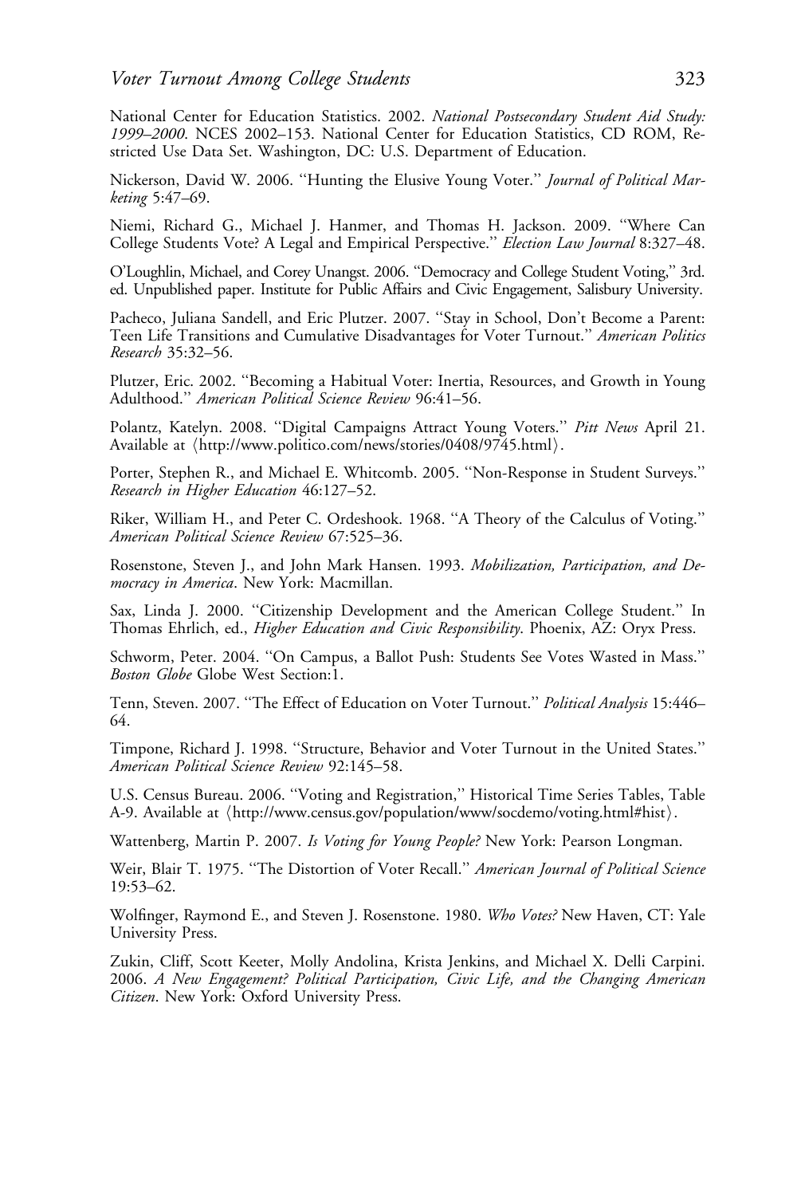National Center for Education Statistics. 2002. *National Postsecondary Student Aid Study: 1999–2000*. NCES 2002–153. National Center for Education Statistics, CD ROM, Restricted Use Data Set. Washington, DC: U.S. Department of Education.

Nickerson, David W. 2006. ''Hunting the Elusive Young Voter.'' *Journal of Political Marketing* 5:47–69.

Niemi, Richard G., Michael J. Hanmer, and Thomas H. Jackson. 2009. ''Where Can College Students Vote? A Legal and Empirical Perspective.'' *Election Law Journal* 8:327–48.

O'Loughlin, Michael, and Corey Unangst. 2006. ''Democracy and College Student Voting,'' 3rd. ed. Unpublished paper. Institute for Public Affairs and Civic Engagement, Salisbury University.

Pacheco, Juliana Sandell, and Eric Plutzer. 2007. ''Stay in School, Don't Become a Parent: Teen Life Transitions and Cumulative Disadvantages for Voter Turnout.'' *American Politics Research* 35:32–56.

Plutzer, Eric. 2002. ''Becoming a Habitual Voter: Inertia, Resources, and Growth in Young Adulthood.'' *American Political Science Review* 96:41–56.

Polantz, Katelyn. 2008. ''Digital Campaigns Attract Young Voters.'' *Pitt News* April 21. Available at ⟨http://www.politico.com/news/stories/0408/9745.html⟩.

Porter, Stephen R., and Michael E. Whitcomb. 2005. ''Non-Response in Student Surveys.'' *Research in Higher Education* 46:127–52.

Riker, William H., and Peter C. Ordeshook. 1968. ''A Theory of the Calculus of Voting.'' *American Political Science Review* 67:525–36.

Rosenstone, Steven J., and John Mark Hansen. 1993. *Mobilization, Participation, and Democracy in America*. New York: Macmillan.

Sax, Linda J. 2000. ''Citizenship Development and the American College Student.'' In Thomas Ehrlich, ed., *Higher Education and Civic Responsibility*. Phoenix, AZ: Oryx Press.

Schworm, Peter. 2004. ''On Campus, a Ballot Push: Students See Votes Wasted in Mass.'' *Boston Globe* Globe West Section:1.

Tenn, Steven. 2007. ''The Effect of Education on Voter Turnout.'' *Political Analysis* 15:446–64.

Timpone, Richard J. 1998. ''Structure, Behavior and Voter Turnout in the United States.'' *American Political Science Review* 92:145–58.

U.S. Census Bureau. 2006. ''Voting and Registration,'' Historical Time Series Tables, Table A-9. Available at ⟨http://www.census.gov/population/www/socdemo/voting.html#hist⟩.

Wattenberg, Martin P. 2007. *Is Voting for Young People?* New York: Pearson Longman.

Weir, Blair T. 1975. ''The Distortion of Voter Recall.'' *American Journal of Political Science* 19:53–62.

Wolfinger, Raymond E., and Steven J. Rosenstone. 1980. *Who Votes?* New Haven, CT: Yale University Press.

Zukin, Cliff, Scott Keeter, Molly Andolina, Krista Jenkins, and Michael X. Delli Carpini. 2006. *A New Engagement? Political Participation, Civic Life, and the Changing American Citizen*. New York: Oxford University Press.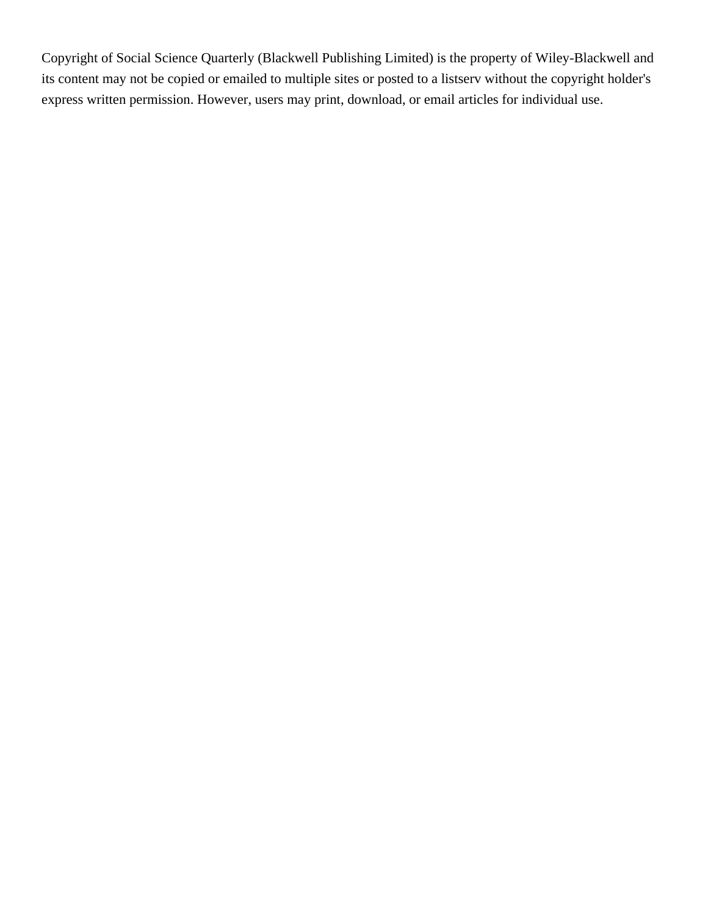Copyright of Social Science Quarterly (Blackwell Publishing Limited) is the property of Wiley-Blackwell and its content may not be copied or emailed to multiple sites or posted to a listserv without the copyright holder's express written permission. However, users may print, download, or email articles for individual use.